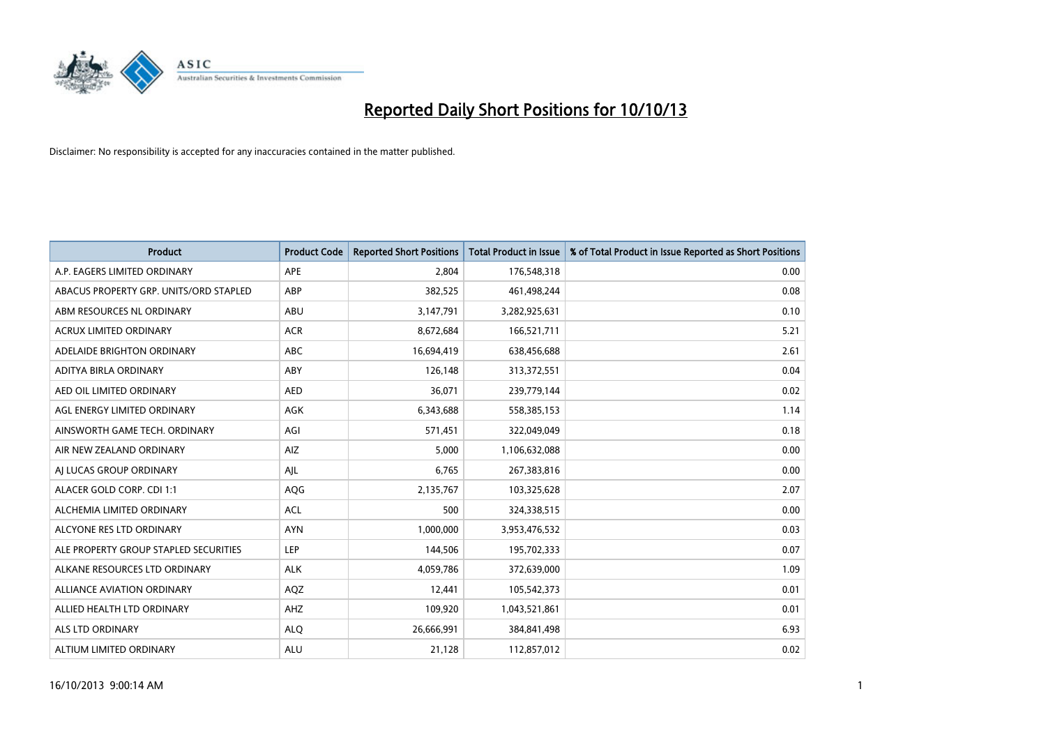# Reported Daily Short Positions for 10/10/13

Disclaimer: No responsibility is accepted for any inaccuracies contained in the matter published.

| Product | Product Code | Reported Short Positions | Total Product in Issue | % of Total Product in Issue Reported as Short Positions |
|---|---|---|---|---|
| A.P. EAGERS LIMITED ORDINARY | APE | 2,804 | 176,548,318 | 0.00 |
| ABACUS PROPERTY GRP. UNITS/ORD STAPLED | ABP | 382,525 | 461,498,244 | 0.08 |
| ABM RESOURCES NL ORDINARY | ABU | 3,147,791 | 3,282,925,631 | 0.10 |
| ACRUX LIMITED ORDINARY | ACR | 8,672,684 | 166,521,711 | 5.21 |
| ADELAIDE BRIGHTON ORDINARY | ABC | 16,694,419 | 638,456,688 | 2.61 |
| ADITYA BIRLA ORDINARY | ABY | 126,148 | 313,372,551 | 0.04 |
| AED OIL LIMITED ORDINARY | AED | 36,071 | 239,779,144 | 0.02 |
| AGL ENERGY LIMITED ORDINARY | AGK | 6,343,688 | 558,385,153 | 1.14 |
| AINSWORTH GAME TECH. ORDINARY | AGI | 571,451 | 322,049,049 | 0.18 |
| AIR NEW ZEALAND ORDINARY | AIZ | 5,000 | 1,106,632,088 | 0.00 |
| AJ LUCAS GROUP ORDINARY | AJL | 6,765 | 267,383,816 | 0.00 |
| ALACER GOLD CORP. CDI 1:1 | AQG | 2,135,767 | 103,325,628 | 2.07 |
| ALCHEMIA LIMITED ORDINARY | ACL | 500 | 324,338,515 | 0.00 |
| ALCYONE RES LTD ORDINARY | AYN | 1,000,000 | 3,953,476,532 | 0.03 |
| ALE PROPERTY GROUP STAPLED SECURITIES | LEP | 144,506 | 195,702,333 | 0.07 |
| ALKANE RESOURCES LTD ORDINARY | ALK | 4,059,786 | 372,639,000 | 1.09 |
| ALLIANCE AVIATION ORDINARY | AQZ | 12,441 | 105,542,373 | 0.01 |
| ALLIED HEALTH LTD ORDINARY | AHZ | 109,920 | 1,043,521,861 | 0.01 |
| ALS LTD ORDINARY | ALQ | 26,666,991 | 384,841,498 | 6.93 |
| ALTIUM LIMITED ORDINARY | ALU | 21,128 | 112,857,012 | 0.02 |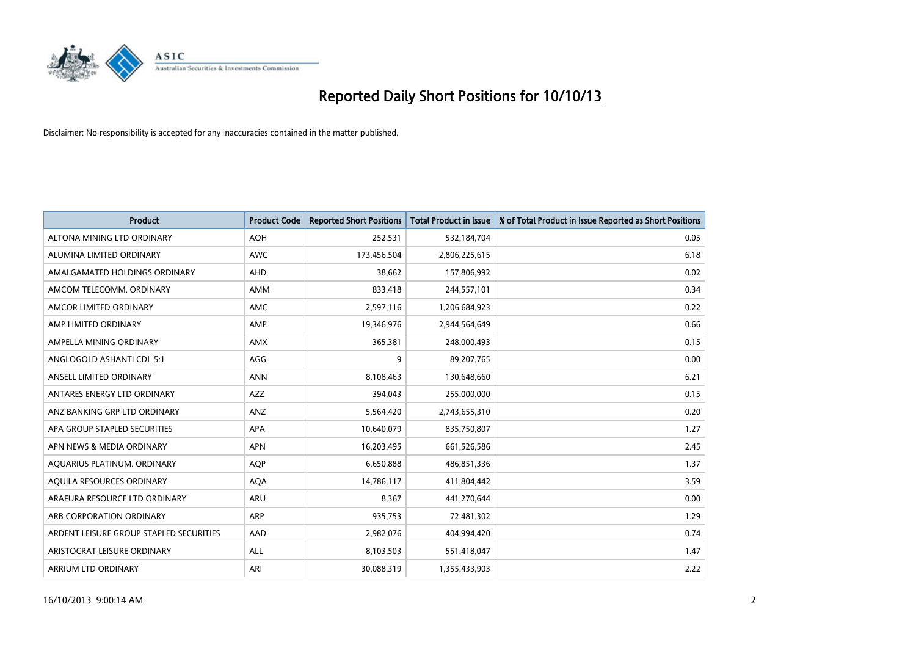# Reported Daily Short Positions for 10/10/13

Disclaimer: No responsibility is accepted for any inaccuracies contained in the matter published.

| Product | Product Code | Reported Short Positions | Total Product in Issue | % of Total Product in Issue Reported as Short Positions |
|---|---|---|---|---|
| ALTONA MINING LTD ORDINARY | AOH | 252,531 | 532,184,704 | 0.05 |
| ALUMINA LIMITED ORDINARY | AWC | 173,456,504 | 2,806,225,615 | 6.18 |
| AMALGAMATED HOLDINGS ORDINARY | AHD | 38,662 | 157,806,992 | 0.02 |
| AMCOM TELECOMM. ORDINARY | AMM | 833,418 | 244,557,101 | 0.34 |
| AMCOR LIMITED ORDINARY | AMC | 2,597,116 | 1,206,684,923 | 0.22 |
| AMP LIMITED ORDINARY | AMP | 19,346,976 | 2,944,564,649 | 0.66 |
| AMPELLA MINING ORDINARY | AMX | 365,381 | 248,000,493 | 0.15 |
| ANGLOGOLD ASHANTI CDI 5:1 | AGG | 9 | 89,207,765 | 0.00 |
| ANSELL LIMITED ORDINARY | ANN | 8,108,463 | 130,648,660 | 6.21 |
| ANTARES ENERGY LTD ORDINARY | AZZ | 394,043 | 255,000,000 | 0.15 |
| ANZ BANKING GRP LTD ORDINARY | ANZ | 5,564,420 | 2,743,655,310 | 0.20 |
| APA GROUP STAPLED SECURITIES | APA | 10,640,079 | 835,750,807 | 1.27 |
| APN NEWS & MEDIA ORDINARY | APN | 16,203,495 | 661,526,586 | 2.45 |
| AQUARIUS PLATINUM. ORDINARY | AQP | 6,650,888 | 486,851,336 | 1.37 |
| AQUILA RESOURCES ORDINARY | AQA | 14,786,117 | 411,804,442 | 3.59 |
| ARAFURA RESOURCE LTD ORDINARY | ARU | 8,367 | 441,270,644 | 0.00 |
| ARB CORPORATION ORDINARY | ARP | 935,753 | 72,481,302 | 1.29 |
| ARDENT LEISURE GROUP STAPLED SECURITIES | AAD | 2,982,076 | 404,994,420 | 0.74 |
| ARISTOCRAT LEISURE ORDINARY | ALL | 8,103,503 | 551,418,047 | 1.47 |
| ARRIUM LTD ORDINARY | ARI | 30,088,319 | 1,355,433,903 | 2.22 |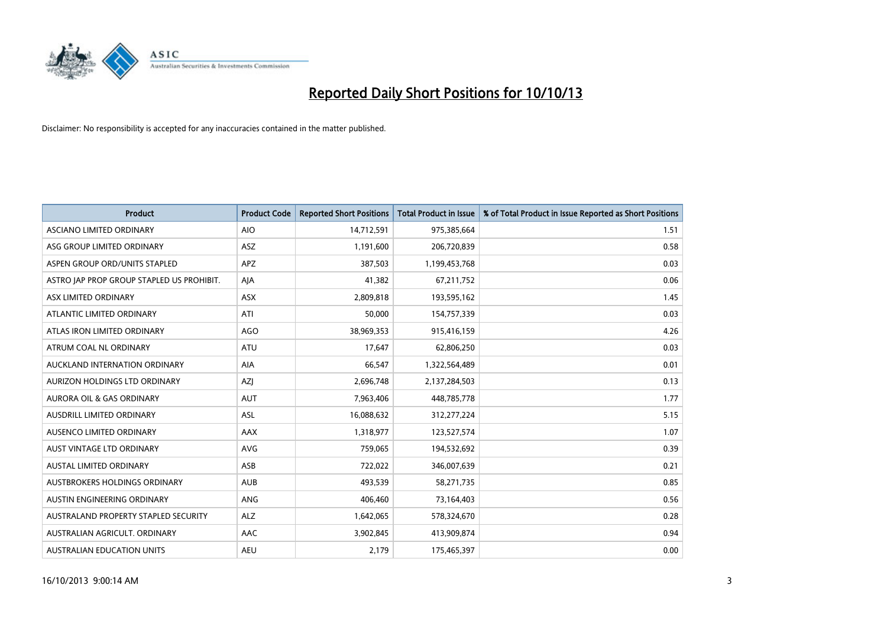# Reported Daily Short Positions for 10/10/13

Disclaimer: No responsibility is accepted for any inaccuracies contained in the matter published.

| Product | Product Code | Reported Short Positions | Total Product in Issue | % of Total Product in Issue Reported as Short Positions |
|---|---|---|---|---|
| ASCIANO LIMITED ORDINARY | AIO | 14,712,591 | 975,385,664 | 1.51 |
| ASG GROUP LIMITED ORDINARY | ASZ | 1,191,600 | 206,720,839 | 0.58 |
| ASPEN GROUP ORD/UNITS STAPLED | APZ | 387,503 | 1,199,453,768 | 0.03 |
| ASTRO JAP PROP GROUP STAPLED US PROHIBIT. | AJA | 41,382 | 67,211,752 | 0.06 |
| ASX LIMITED ORDINARY | ASX | 2,809,818 | 193,595,162 | 1.45 |
| ATLANTIC LIMITED ORDINARY | ATI | 50,000 | 154,757,339 | 0.03 |
| ATLAS IRON LIMITED ORDINARY | AGO | 38,969,353 | 915,416,159 | 4.26 |
| ATRUM COAL NL ORDINARY | ATU | 17,647 | 62,806,250 | 0.03 |
| AUCKLAND INTERNATION ORDINARY | AIA | 66,547 | 1,322,564,489 | 0.01 |
| AURIZON HOLDINGS LTD ORDINARY | AZJ | 2,696,748 | 2,137,284,503 | 0.13 |
| AURORA OIL & GAS ORDINARY | AUT | 7,963,406 | 448,785,778 | 1.77 |
| AUSDRILL LIMITED ORDINARY | ASL | 16,088,632 | 312,277,224 | 5.15 |
| AUSENCO LIMITED ORDINARY | AAX | 1,318,977 | 123,527,574 | 1.07 |
| AUST VINTAGE LTD ORDINARY | AVG | 759,065 | 194,532,692 | 0.39 |
| AUSTAL LIMITED ORDINARY | ASB | 722,022 | 346,007,639 | 0.21 |
| AUSTBROKERS HOLDINGS ORDINARY | AUB | 493,539 | 58,271,735 | 0.85 |
| AUSTIN ENGINEERING ORDINARY | ANG | 406,460 | 73,164,403 | 0.56 |
| AUSTRALAND PROPERTY STAPLED SECURITY | ALZ | 1,642,065 | 578,324,670 | 0.28 |
| AUSTRALIAN AGRICULT. ORDINARY | AAC | 3,902,845 | 413,909,874 | 0.94 |
| AUSTRALIAN EDUCATION UNITS | AEU | 2,179 | 175,465,397 | 0.00 |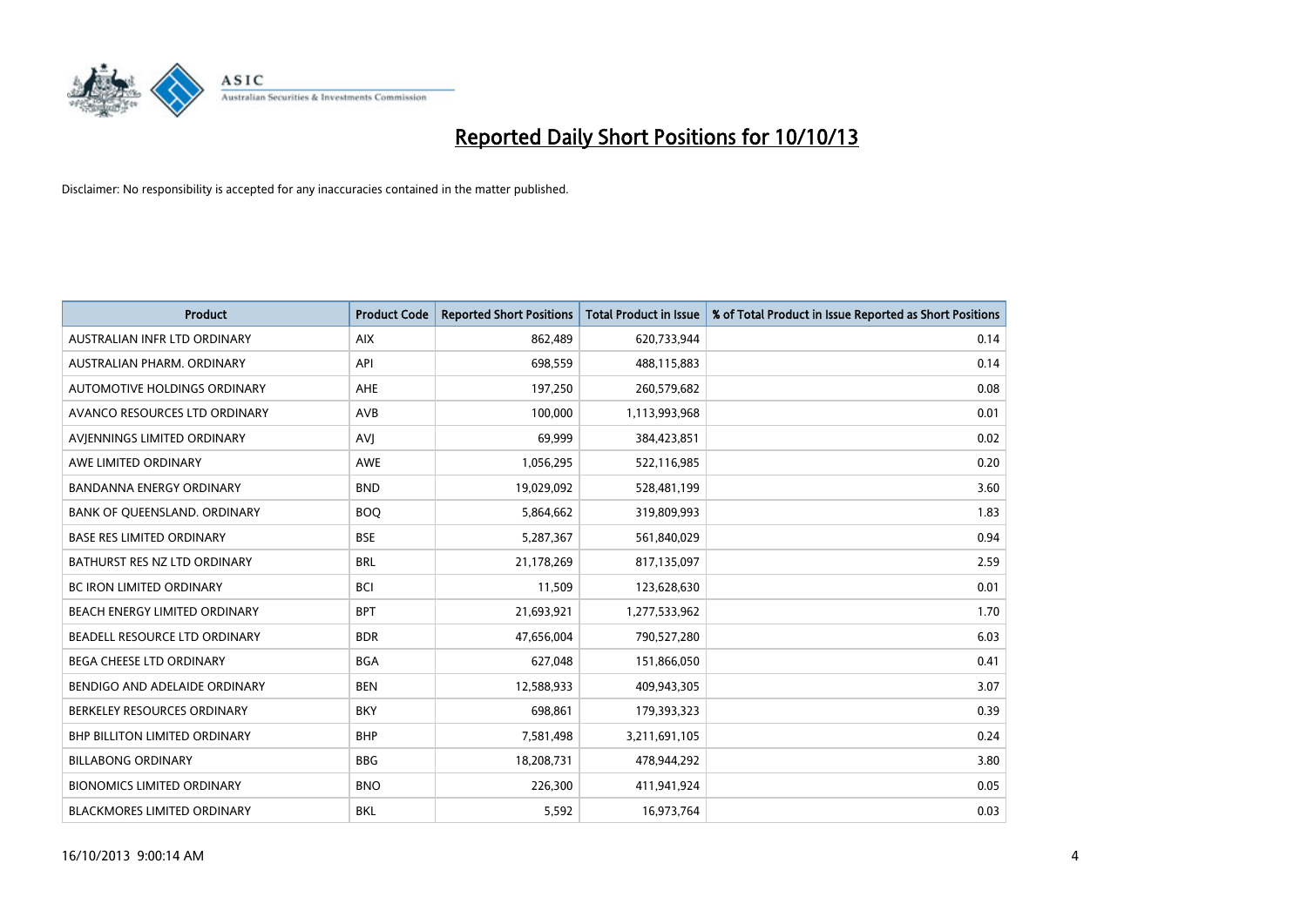# Reported Daily Short Positions for 10/10/13

Disclaimer: No responsibility is accepted for any inaccuracies contained in the matter published.

| Product | Product Code | Reported Short Positions | Total Product in Issue | % of Total Product in Issue Reported as Short Positions |
|---|---|---|---|---|
| AUSTRALIAN INFR LTD ORDINARY | AIX | 862,489 | 620,733,944 | 0.14 |
| AUSTRALIAN PHARM. ORDINARY | API | 698,559 | 488,115,883 | 0.14 |
| AUTOMOTIVE HOLDINGS ORDINARY | AHE | 197,250 | 260,579,682 | 0.08 |
| AVANCO RESOURCES LTD ORDINARY | AVB | 100,000 | 1,113,993,968 | 0.01 |
| AVJENNINGS LIMITED ORDINARY | AVJ | 69,999 | 384,423,851 | 0.02 |
| AWE LIMITED ORDINARY | AWE | 1,056,295 | 522,116,985 | 0.20 |
| BANDANNA ENERGY ORDINARY | BND | 19,029,092 | 528,481,199 | 3.60 |
| BANK OF QUEENSLAND. ORDINARY | BOQ | 5,864,662 | 319,809,993 | 1.83 |
| BASE RES LIMITED ORDINARY | BSE | 5,287,367 | 561,840,029 | 0.94 |
| BATHURST RES NZ LTD ORDINARY | BRL | 21,178,269 | 817,135,097 | 2.59 |
| BC IRON LIMITED ORDINARY | BCI | 11,509 | 123,628,630 | 0.01 |
| BEACH ENERGY LIMITED ORDINARY | BPT | 21,693,921 | 1,277,533,962 | 1.70 |
| BEADELL RESOURCE LTD ORDINARY | BDR | 47,656,004 | 790,527,280 | 6.03 |
| BEGA CHEESE LTD ORDINARY | BGA | 627,048 | 151,866,050 | 0.41 |
| BENDIGO AND ADELAIDE ORDINARY | BEN | 12,588,933 | 409,943,305 | 3.07 |
| BERKELEY RESOURCES ORDINARY | BKY | 698,861 | 179,393,323 | 0.39 |
| BHP BILLITON LIMITED ORDINARY | BHP | 7,581,498 | 3,211,691,105 | 0.24 |
| BILLABONG ORDINARY | BBG | 18,208,731 | 478,944,292 | 3.80 |
| BIONOMICS LIMITED ORDINARY | BNO | 226,300 | 411,941,924 | 0.05 |
| BLACKMORES LIMITED ORDINARY | BKL | 5,592 | 16,973,764 | 0.03 |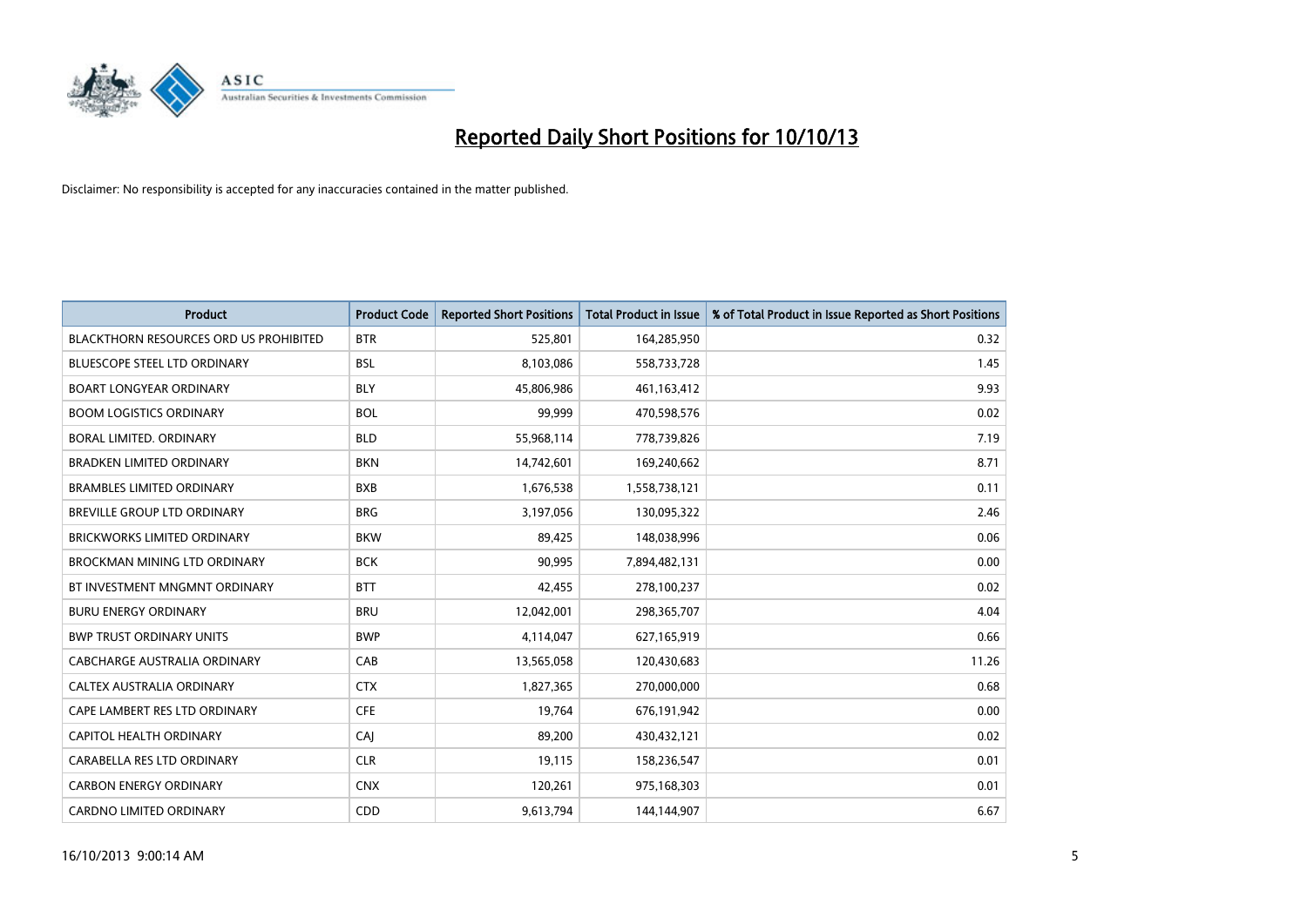# Reported Daily Short Positions for 10/10/13

Disclaimer: No responsibility is accepted for any inaccuracies contained in the matter published.

| Product | Product Code | Reported Short Positions | Total Product in Issue | % of Total Product in Issue Reported as Short Positions |
|---|---|---|---|---|
| BLACKTHORN RESOURCES ORD US PROHIBITED | BTR | 525,801 | 164,285,950 | 0.32 |
| BLUESCOPE STEEL LTD ORDINARY | BSL | 8,103,086 | 558,733,728 | 1.45 |
| BOART LONGYEAR ORDINARY | BLY | 45,806,986 | 461,163,412 | 9.93 |
| BOOM LOGISTICS ORDINARY | BOL | 99,999 | 470,598,576 | 0.02 |
| BORAL LIMITED. ORDINARY | BLD | 55,968,114 | 778,739,826 | 7.19 |
| BRADKEN LIMITED ORDINARY | BKN | 14,742,601 | 169,240,662 | 8.71 |
| BRAMBLES LIMITED ORDINARY | BXB | 1,676,538 | 1,558,738,121 | 0.11 |
| BREVILLE GROUP LTD ORDINARY | BRG | 3,197,056 | 130,095,322 | 2.46 |
| BRICKWORKS LIMITED ORDINARY | BKW | 89,425 | 148,038,996 | 0.06 |
| BROCKMAN MINING LTD ORDINARY | BCK | 90,995 | 7,894,482,131 | 0.00 |
| BT INVESTMENT MNGMNT ORDINARY | BTT | 42,455 | 278,100,237 | 0.02 |
| BURU ENERGY ORDINARY | BRU | 12,042,001 | 298,365,707 | 4.04 |
| BWP TRUST ORDINARY UNITS | BWP | 4,114,047 | 627,165,919 | 0.66 |
| CABCHARGE AUSTRALIA ORDINARY | CAB | 13,565,058 | 120,430,683 | 11.26 |
| CALTEX AUSTRALIA ORDINARY | CTX | 1,827,365 | 270,000,000 | 0.68 |
| CAPE LAMBERT RES LTD ORDINARY | CFE | 19,764 | 676,191,942 | 0.00 |
| CAPITOL HEALTH ORDINARY | CAJ | 89,200 | 430,432,121 | 0.02 |
| CARABELLA RES LTD ORDINARY | CLR | 19,115 | 158,236,547 | 0.01 |
| CARBON ENERGY ORDINARY | CNX | 120,261 | 975,168,303 | 0.01 |
| CARDNO LIMITED ORDINARY | CDD | 9,613,794 | 144,144,907 | 6.67 |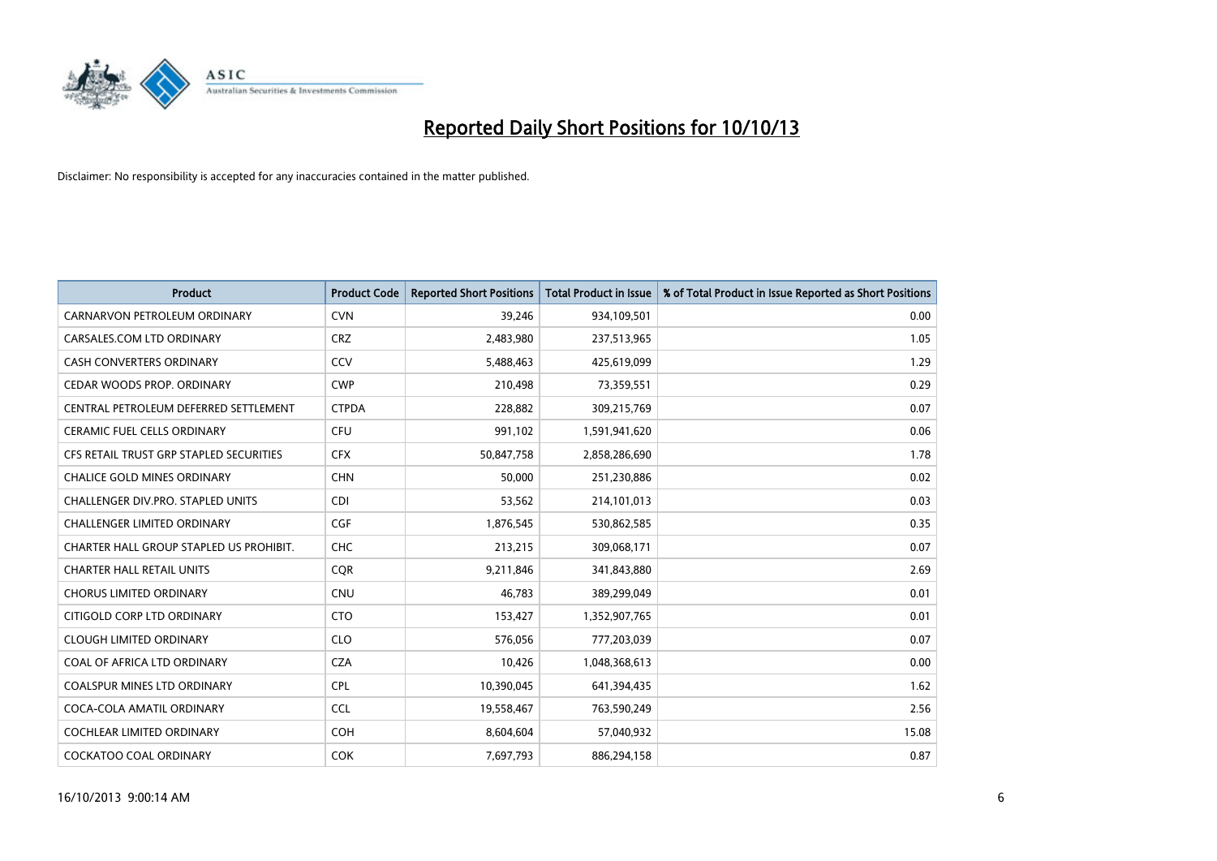# Reported Daily Short Positions for 10/10/13

Disclaimer: No responsibility is accepted for any inaccuracies contained in the matter published.

| Product | Product Code | Reported Short Positions | Total Product in Issue | % of Total Product in Issue Reported as Short Positions |
|---|---|---|---|---|
| CARNARVON PETROLEUM ORDINARY | CVN | 39,246 | 934,109,501 | 0.00 |
| CARSALES.COM LTD ORDINARY | CRZ | 2,483,980 | 237,513,965 | 1.05 |
| CASH CONVERTERS ORDINARY | CCV | 5,488,463 | 425,619,099 | 1.29 |
| CEDAR WOODS PROP. ORDINARY | CWP | 210,498 | 73,359,551 | 0.29 |
| CENTRAL PETROLEUM DEFERRED SETTLEMENT | CTPDA | 228,882 | 309,215,769 | 0.07 |
| CERAMIC FUEL CELLS ORDINARY | CFU | 991,102 | 1,591,941,620 | 0.06 |
| CFS RETAIL TRUST GRP STAPLED SECURITIES | CFX | 50,847,758 | 2,858,286,690 | 1.78 |
| CHALICE GOLD MINES ORDINARY | CHN | 50,000 | 251,230,886 | 0.02 |
| CHALLENGER DIV.PRO. STAPLED UNITS | CDI | 53,562 | 214,101,013 | 0.03 |
| CHALLENGER LIMITED ORDINARY | CGF | 1,876,545 | 530,862,585 | 0.35 |
| CHARTER HALL GROUP STAPLED US PROHIBIT. | CHC | 213,215 | 309,068,171 | 0.07 |
| CHARTER HALL RETAIL UNITS | CQR | 9,211,846 | 341,843,880 | 2.69 |
| CHORUS LIMITED ORDINARY | CNU | 46,783 | 389,299,049 | 0.01 |
| CITIGOLD CORP LTD ORDINARY | CTO | 153,427 | 1,352,907,765 | 0.01 |
| CLOUGH LIMITED ORDINARY | CLO | 576,056 | 777,203,039 | 0.07 |
| COAL OF AFRICA LTD ORDINARY | CZA | 10,426 | 1,048,368,613 | 0.00 |
| COALSPUR MINES LTD ORDINARY | CPL | 10,390,045 | 641,394,435 | 1.62 |
| COCA-COLA AMATIL ORDINARY | CCL | 19,558,467 | 763,590,249 | 2.56 |
| COCHLEAR LIMITED ORDINARY | COH | 8,604,604 | 57,040,932 | 15.08 |
| COCKATOO COAL ORDINARY | COK | 7,697,793 | 886,294,158 | 0.87 |

16/10/2013 9:00:14 AM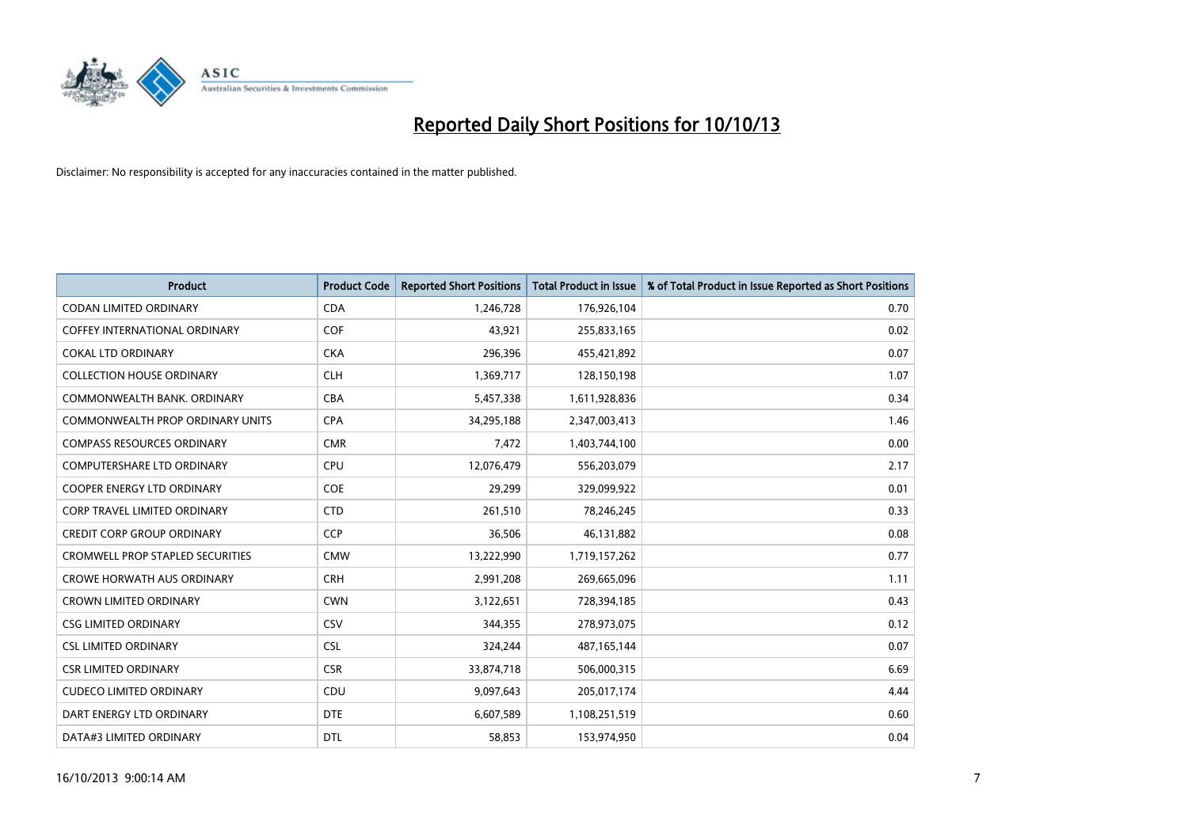# Reported Daily Short Positions for 10/10/13

Disclaimer: No responsibility is accepted for any inaccuracies contained in the matter published.

| Product | Product Code | Reported Short Positions | Total Product in Issue | % of Total Product in Issue Reported as Short Positions |
|---|---|---|---|---|
| CODAN LIMITED ORDINARY | CDA | 1,246,728 | 176,926,104 | 0.70 |
| COFFEY INTERNATIONAL ORDINARY | COF | 43,921 | 255,833,165 | 0.02 |
| COKAL LTD ORDINARY | CKA | 296,396 | 455,421,892 | 0.07 |
| COLLECTION HOUSE ORDINARY | CLH | 1,369,717 | 128,150,198 | 1.07 |
| COMMONWEALTH BANK. ORDINARY | CBA | 5,457,338 | 1,611,928,836 | 0.34 |
| COMMONWEALTH PROP ORDINARY UNITS | CPA | 34,295,188 | 2,347,003,413 | 1.46 |
| COMPASS RESOURCES ORDINARY | CMR | 7,472 | 1,403,744,100 | 0.00 |
| COMPUTERSHARE LTD ORDINARY | CPU | 12,076,479 | 556,203,079 | 2.17 |
| COOPER ENERGY LTD ORDINARY | COE | 29,299 | 329,099,922 | 0.01 |
| CORP TRAVEL LIMITED ORDINARY | CTD | 261,510 | 78,246,245 | 0.33 |
| CREDIT CORP GROUP ORDINARY | CCP | 36,506 | 46,131,882 | 0.08 |
| CROMWELL PROP STAPLED SECURITIES | CMW | 13,222,990 | 1,719,157,262 | 0.77 |
| CROWE HORWATH AUS ORDINARY | CRH | 2,991,208 | 269,665,096 | 1.11 |
| CROWN LIMITED ORDINARY | CWN | 3,122,651 | 728,394,185 | 0.43 |
| CSG LIMITED ORDINARY | CSV | 344,355 | 278,973,075 | 0.12 |
| CSL LIMITED ORDINARY | CSL | 324,244 | 487,165,144 | 0.07 |
| CSR LIMITED ORDINARY | CSR | 33,874,718 | 506,000,315 | 6.69 |
| CUDECO LIMITED ORDINARY | CDU | 9,097,643 | 205,017,174 | 4.44 |
| DART ENERGY LTD ORDINARY | DTE | 6,607,589 | 1,108,251,519 | 0.60 |
| DATA#3 LIMITED ORDINARY | DTL | 58,853 | 153,974,950 | 0.04 |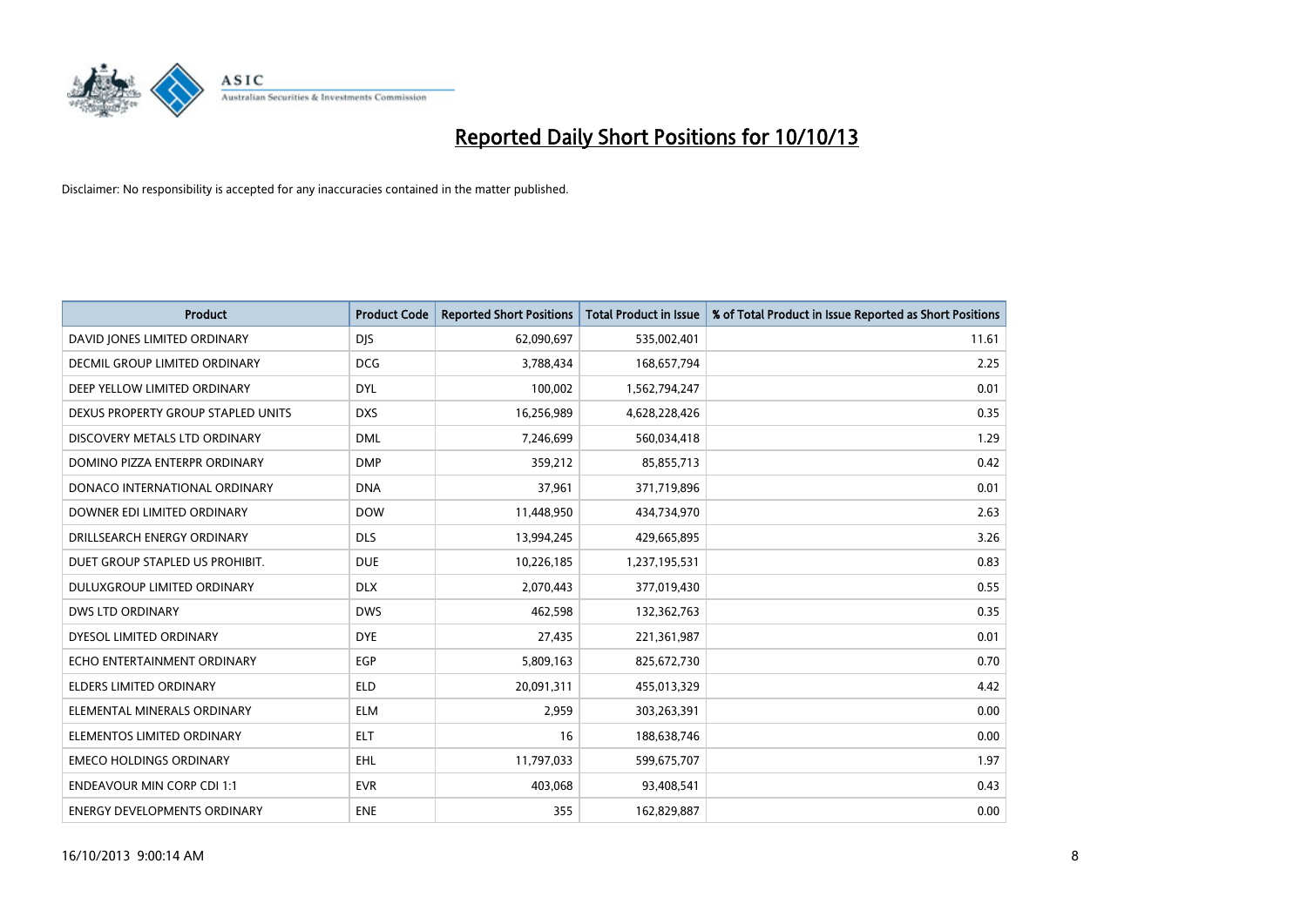# Reported Daily Short Positions for 10/10/13

Disclaimer: No responsibility is accepted for any inaccuracies contained in the matter published.

| Product | Product Code | Reported Short Positions | Total Product in Issue | % of Total Product in Issue Reported as Short Positions |
|---|---|---|---|---|
| DAVID JONES LIMITED ORDINARY | DJS | 62,090,697 | 535,002,401 | 11.61 |
| DECMIL GROUP LIMITED ORDINARY | DCG | 3,788,434 | 168,657,794 | 2.25 |
| DEEP YELLOW LIMITED ORDINARY | DYL | 100,002 | 1,562,794,247 | 0.01 |
| DEXUS PROPERTY GROUP STAPLED UNITS | DXS | 16,256,989 | 4,628,228,426 | 0.35 |
| DISCOVERY METALS LTD ORDINARY | DML | 7,246,699 | 560,034,418 | 1.29 |
| DOMINO PIZZA ENTERPR ORDINARY | DMP | 359,212 | 85,855,713 | 0.42 |
| DONACO INTERNATIONAL ORDINARY | DNA | 37,961 | 371,719,896 | 0.01 |
| DOWNER EDI LIMITED ORDINARY | DOW | 11,448,950 | 434,734,970 | 2.63 |
| DRILLSEARCH ENERGY ORDINARY | DLS | 13,994,245 | 429,665,895 | 3.26 |
| DUET GROUP STAPLED US PROHIBIT. | DUE | 10,226,185 | 1,237,195,531 | 0.83 |
| DULUXGROUP LIMITED ORDINARY | DLX | 2,070,443 | 377,019,430 | 0.55 |
| DWS LTD ORDINARY | DWS | 462,598 | 132,362,763 | 0.35 |
| DYESOL LIMITED ORDINARY | DYE | 27,435 | 221,361,987 | 0.01 |
| ECHO ENTERTAINMENT ORDINARY | EGP | 5,809,163 | 825,672,730 | 0.70 |
| ELDERS LIMITED ORDINARY | ELD | 20,091,311 | 455,013,329 | 4.42 |
| ELEMENTAL MINERALS ORDINARY | ELM | 2,959 | 303,263,391 | 0.00 |
| ELEMENTOS LIMITED ORDINARY | ELT | 16 | 188,638,746 | 0.00 |
| EMECO HOLDINGS ORDINARY | EHL | 11,797,033 | 599,675,707 | 1.97 |
| ENDEAVOUR MIN CORP CDI 1:1 | EVR | 403,068 | 93,408,541 | 0.43 |
| ENERGY DEVELOPMENTS ORDINARY | ENE | 355 | 162,829,887 | 0.00 |

16/10/2013 9:00:14 AM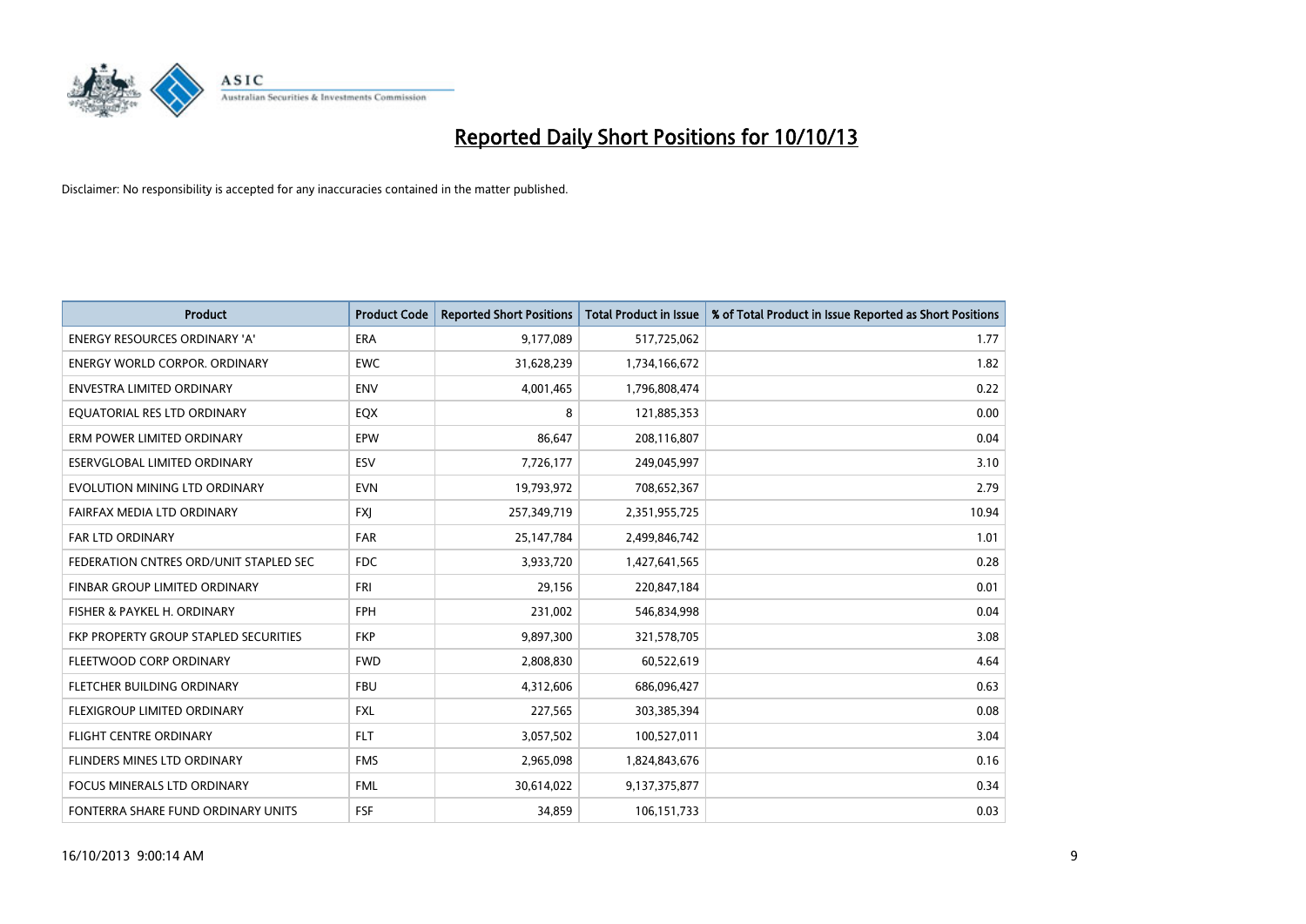# Reported Daily Short Positions for 10/10/13

Disclaimer: No responsibility is accepted for any inaccuracies contained in the matter published.

| Product | Product Code | Reported Short Positions | Total Product in Issue | % of Total Product in Issue Reported as Short Positions |
|---|---|---|---|---|
| ENERGY RESOURCES ORDINARY 'A' | ERA | 9,177,089 | 517,725,062 | 1.77 |
| ENERGY WORLD CORPOR. ORDINARY | EWC | 31,628,239 | 1,734,166,672 | 1.82 |
| ENVESTRA LIMITED ORDINARY | ENV | 4,001,465 | 1,796,808,474 | 0.22 |
| EQUATORIAL RES LTD ORDINARY | EQX | 8 | 121,885,353 | 0.00 |
| ERM POWER LIMITED ORDINARY | EPW | 86,647 | 208,116,807 | 0.04 |
| ESERVGLOBAL LIMITED ORDINARY | ESV | 7,726,177 | 249,045,997 | 3.10 |
| EVOLUTION MINING LTD ORDINARY | EVN | 19,793,972 | 708,652,367 | 2.79 |
| FAIRFAX MEDIA LTD ORDINARY | FXJ | 257,349,719 | 2,351,955,725 | 10.94 |
| FAR LTD ORDINARY | FAR | 25,147,784 | 2,499,846,742 | 1.01 |
| FEDERATION CNTRES ORD/UNIT STAPLED SEC | FDC | 3,933,720 | 1,427,641,565 | 0.28 |
| FINBAR GROUP LIMITED ORDINARY | FRI | 29,156 | 220,847,184 | 0.01 |
| FISHER & PAYKEL H. ORDINARY | FPH | 231,002 | 546,834,998 | 0.04 |
| FKP PROPERTY GROUP STAPLED SECURITIES | FKP | 9,897,300 | 321,578,705 | 3.08 |
| FLEETWOOD CORP ORDINARY | FWD | 2,808,830 | 60,522,619 | 4.64 |
| FLETCHER BUILDING ORDINARY | FBU | 4,312,606 | 686,096,427 | 0.63 |
| FLEXIGROUP LIMITED ORDINARY | FXL | 227,565 | 303,385,394 | 0.08 |
| FLIGHT CENTRE ORDINARY | FLT | 3,057,502 | 100,527,011 | 3.04 |
| FLINDERS MINES LTD ORDINARY | FMS | 2,965,098 | 1,824,843,676 | 0.16 |
| FOCUS MINERALS LTD ORDINARY | FML | 30,614,022 | 9,137,375,877 | 0.34 |
| FONTERRA SHARE FUND ORDINARY UNITS | FSF | 34,859 | 106,151,733 | 0.03 |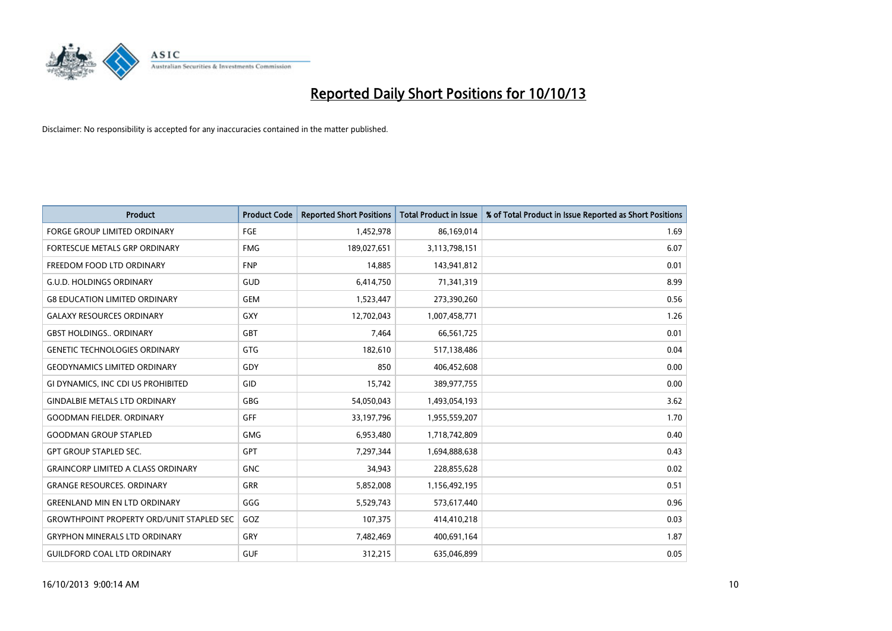# Reported Daily Short Positions for 10/10/13

Disclaimer: No responsibility is accepted for any inaccuracies contained in the matter published.

| Product | Product Code | Reported Short Positions | Total Product in Issue | % of Total Product in Issue Reported as Short Positions |
|---|---|---|---|---|
| FORGE GROUP LIMITED ORDINARY | FGE | 1,452,978 | 86,169,014 | 1.69 |
| FORTESCUE METALS GRP ORDINARY | FMG | 189,027,651 | 3,113,798,151 | 6.07 |
| FREEDOM FOOD LTD ORDINARY | FNP | 14,885 | 143,941,812 | 0.01 |
| G.U.D. HOLDINGS ORDINARY | GUD | 6,414,750 | 71,341,319 | 8.99 |
| G8 EDUCATION LIMITED ORDINARY | GEM | 1,523,447 | 273,390,260 | 0.56 |
| GALAXY RESOURCES ORDINARY | GXY | 12,702,043 | 1,007,458,771 | 1.26 |
| GBST HOLDINGS.. ORDINARY | GBT | 7,464 | 66,561,725 | 0.01 |
| GENETIC TECHNOLOGIES ORDINARY | GTG | 182,610 | 517,138,486 | 0.04 |
| GEODYNAMICS LIMITED ORDINARY | GDY | 850 | 406,452,608 | 0.00 |
| GI DYNAMICS, INC CDI US PROHIBITED | GID | 15,742 | 389,977,755 | 0.00 |
| GINDALBIE METALS LTD ORDINARY | GBG | 54,050,043 | 1,493,054,193 | 3.62 |
| GOODMAN FIELDER. ORDINARY | GFF | 33,197,796 | 1,955,559,207 | 1.70 |
| GOODMAN GROUP STAPLED | GMG | 6,953,480 | 1,718,742,809 | 0.40 |
| GPT GROUP STAPLED SEC. | GPT | 7,297,344 | 1,694,888,638 | 0.43 |
| GRAINCORP LIMITED A CLASS ORDINARY | GNC | 34,943 | 228,855,628 | 0.02 |
| GRANGE RESOURCES. ORDINARY | GRR | 5,852,008 | 1,156,492,195 | 0.51 |
| GREENLAND MIN EN LTD ORDINARY | GGG | 5,529,743 | 573,617,440 | 0.96 |
| GROWTHPOINT PROPERTY ORD/UNIT STAPLED SEC | GOZ | 107,375 | 414,410,218 | 0.03 |
| GRYPHON MINERALS LTD ORDINARY | GRY | 7,482,469 | 400,691,164 | 1.87 |
| GUILDFORD COAL LTD ORDINARY | GUF | 312,215 | 635,046,899 | 0.05 |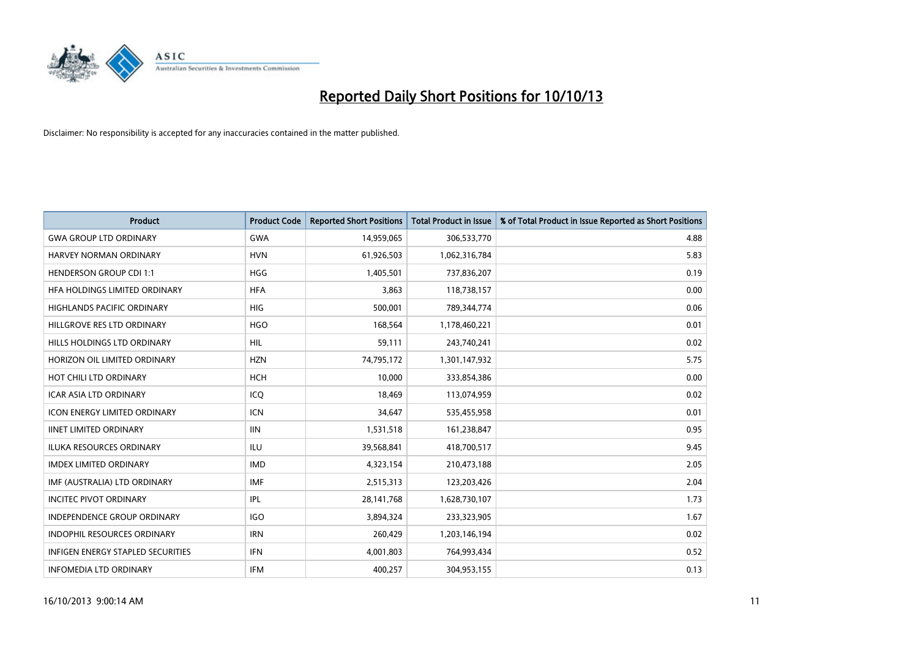# Reported Daily Short Positions for 10/10/13

Disclaimer: No responsibility is accepted for any inaccuracies contained in the matter published.

| Product | Product Code | Reported Short Positions | Total Product in Issue | % of Total Product in Issue Reported as Short Positions |
|---|---|---|---|---|
| GWA GROUP LTD ORDINARY | GWA | 14,959,065 | 306,533,770 | 4.88 |
| HARVEY NORMAN ORDINARY | HVN | 61,926,503 | 1,062,316,784 | 5.83 |
| HENDERSON GROUP CDI 1:1 | HGG | 1,405,501 | 737,836,207 | 0.19 |
| HFA HOLDINGS LIMITED ORDINARY | HFA | 3,863 | 118,738,157 | 0.00 |
| HIGHLANDS PACIFIC ORDINARY | HIG | 500,001 | 789,344,774 | 0.06 |
| HILLGROVE RES LTD ORDINARY | HGO | 168,564 | 1,178,460,221 | 0.01 |
| HILLS HOLDINGS LTD ORDINARY | HIL | 59,111 | 243,740,241 | 0.02 |
| HORIZON OIL LIMITED ORDINARY | HZN | 74,795,172 | 1,301,147,932 | 5.75 |
| HOT CHILI LTD ORDINARY | HCH | 10,000 | 333,854,386 | 0.00 |
| ICAR ASIA LTD ORDINARY | ICQ | 18,469 | 113,074,959 | 0.02 |
| ICON ENERGY LIMITED ORDINARY | ICN | 34,647 | 535,455,958 | 0.01 |
| IINET LIMITED ORDINARY | IIN | 1,531,518 | 161,238,847 | 0.95 |
| ILUKA RESOURCES ORDINARY | ILU | 39,568,841 | 418,700,517 | 9.45 |
| IMDEX LIMITED ORDINARY | IMD | 4,323,154 | 210,473,188 | 2.05 |
| IMF (AUSTRALIA) LTD ORDINARY | IMF | 2,515,313 | 123,203,426 | 2.04 |
| INCITEC PIVOT ORDINARY | IPL | 28,141,768 | 1,628,730,107 | 1.73 |
| INDEPENDENCE GROUP ORDINARY | IGO | 3,894,324 | 233,323,905 | 1.67 |
| INDOPHIL RESOURCES ORDINARY | IRN | 260,429 | 1,203,146,194 | 0.02 |
| INFIGEN ENERGY STAPLED SECURITIES | IFN | 4,001,803 | 764,993,434 | 0.52 |
| INFOMEDIA LTD ORDINARY | IFM | 400,257 | 304,953,155 | 0.13 |

16/10/2013 9:00:14 AM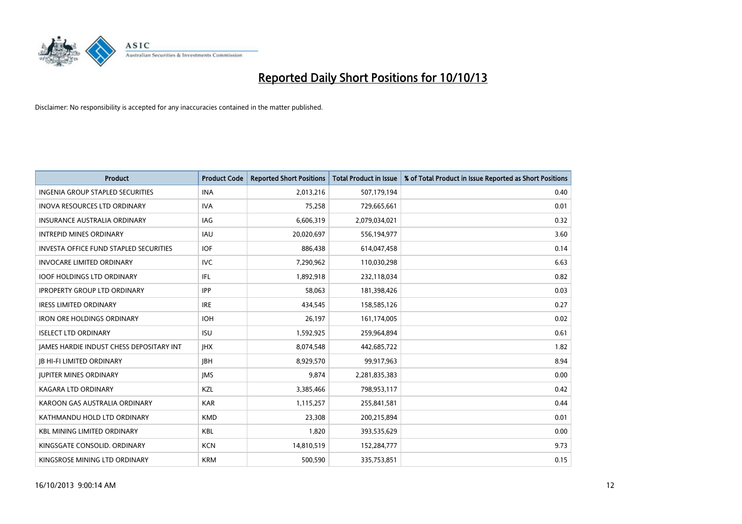# Reported Daily Short Positions for 10/10/13

Disclaimer: No responsibility is accepted for any inaccuracies contained in the matter published.

| Product | Product Code | Reported Short Positions | Total Product in Issue | % of Total Product in Issue Reported as Short Positions |
|---|---|---|---|---|
| INGENIA GROUP STAPLED SECURITIES | INA | 2,013,216 | 507,179,194 | 0.40 |
| INOVA RESOURCES LTD ORDINARY | IVA | 75,258 | 729,665,661 | 0.01 |
| INSURANCE AUSTRALIA ORDINARY | IAG | 6,606,319 | 2,079,034,021 | 0.32 |
| INTREPID MINES ORDINARY | IAU | 20,020,697 | 556,194,977 | 3.60 |
| INVESTA OFFICE FUND STAPLED SECURITIES | IOF | 886,438 | 614,047,458 | 0.14 |
| INVOCARE LIMITED ORDINARY | IVC | 7,290,962 | 110,030,298 | 6.63 |
| IOOF HOLDINGS LTD ORDINARY | IFL | 1,892,918 | 232,118,034 | 0.82 |
| IPROPERTY GROUP LTD ORDINARY | IPP | 58,063 | 181,398,426 | 0.03 |
| IRESS LIMITED ORDINARY | IRE | 434,545 | 158,585,126 | 0.27 |
| IRON ORE HOLDINGS ORDINARY | IOH | 26,197 | 161,174,005 | 0.02 |
| ISELECT LTD ORDINARY | ISU | 1,592,925 | 259,964,894 | 0.61 |
| JAMES HARDIE INDUST CHESS DEPOSITARY INT | JHX | 8,074,548 | 442,685,722 | 1.82 |
| JB HI-FI LIMITED ORDINARY | JBH | 8,929,570 | 99,917,963 | 8.94 |
| JUPITER MINES ORDINARY | JMS | 9,874 | 2,281,835,383 | 0.00 |
| KAGARA LTD ORDINARY | KZL | 3,385,466 | 798,953,117 | 0.42 |
| KAROON GAS AUSTRALIA ORDINARY | KAR | 1,115,257 | 255,841,581 | 0.44 |
| KATHMANDU HOLD LTD ORDINARY | KMD | 23,308 | 200,215,894 | 0.01 |
| KBL MINING LIMITED ORDINARY | KBL | 1,820 | 393,535,629 | 0.00 |
| KINGSGATE CONSOLID. ORDINARY | KCN | 14,810,519 | 152,284,777 | 9.73 |
| KINGSROSE MINING LTD ORDINARY | KRM | 500,590 | 335,753,851 | 0.15 |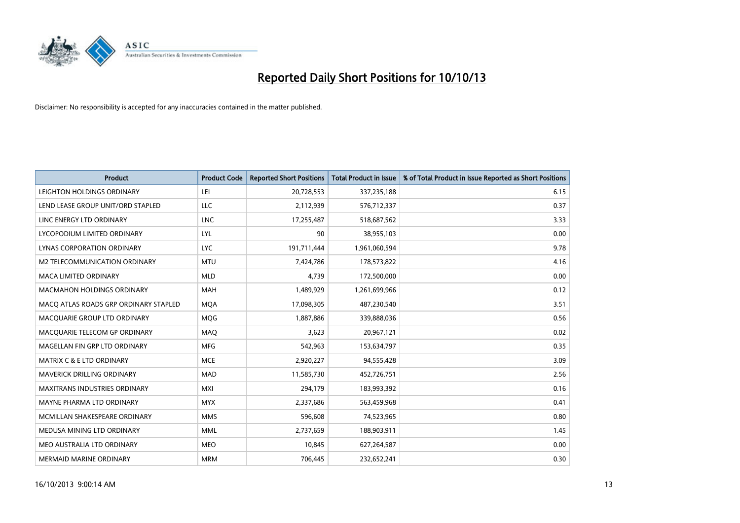# Reported Daily Short Positions for 10/10/13

Disclaimer: No responsibility is accepted for any inaccuracies contained in the matter published.

| Product | Product Code | Reported Short Positions | Total Product in Issue | % of Total Product in Issue Reported as Short Positions |
|---|---|---|---|---|
| LEIGHTON HOLDINGS ORDINARY | LEI | 20,728,553 | 337,235,188 | 6.15 |
| LEND LEASE GROUP UNIT/ORD STAPLED | LLC | 2,112,939 | 576,712,337 | 0.37 |
| LINC ENERGY LTD ORDINARY | LNC | 17,255,487 | 518,687,562 | 3.33 |
| LYCOPODIUM LIMITED ORDINARY | LYL | 90 | 38,955,103 | 0.00 |
| LYNAS CORPORATION ORDINARY | LYC | 191,711,444 | 1,961,060,594 | 9.78 |
| M2 TELECOMMUNICATION ORDINARY | MTU | 7,424,786 | 178,573,822 | 4.16 |
| MACA LIMITED ORDINARY | MLD | 4,739 | 172,500,000 | 0.00 |
| MACMAHON HOLDINGS ORDINARY | MAH | 1,489,929 | 1,261,699,966 | 0.12 |
| MACQ ATLAS ROADS GRP ORDINARY STAPLED | MQA | 17,098,305 | 487,230,540 | 3.51 |
| MACQUARIE GROUP LTD ORDINARY | MQG | 1,887,886 | 339,888,036 | 0.56 |
| MACQUARIE TELECOM GP ORDINARY | MAQ | 3,623 | 20,967,121 | 0.02 |
| MAGELLAN FIN GRP LTD ORDINARY | MFG | 542,963 | 153,634,797 | 0.35 |
| MATRIX C & E LTD ORDINARY | MCE | 2,920,227 | 94,555,428 | 3.09 |
| MAVERICK DRILLING ORDINARY | MAD | 11,585,730 | 452,726,751 | 2.56 |
| MAXITRANS INDUSTRIES ORDINARY | MXI | 294,179 | 183,993,392 | 0.16 |
| MAYNE PHARMA LTD ORDINARY | MYX | 2,337,686 | 563,459,968 | 0.41 |
| MCMILLAN SHAKESPEARE ORDINARY | MMS | 596,608 | 74,523,965 | 0.80 |
| MEDUSA MINING LTD ORDINARY | MML | 2,737,659 | 188,903,911 | 1.45 |
| MEO AUSTRALIA LTD ORDINARY | MEO | 10,845 | 627,264,587 | 0.00 |
| MERMAID MARINE ORDINARY | MRM | 706,445 | 232,652,241 | 0.30 |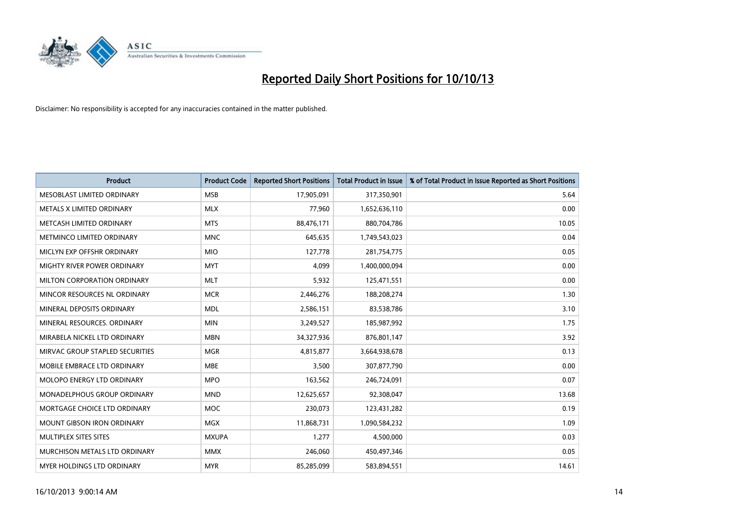# Reported Daily Short Positions for 10/10/13

Disclaimer: No responsibility is accepted for any inaccuracies contained in the matter published.

| Product | Product Code | Reported Short Positions | Total Product in Issue | % of Total Product in Issue Reported as Short Positions |
|---|---|---|---|---|
| MESOBLAST LIMITED ORDINARY | MSB | 17,905,091 | 317,350,901 | 5.64 |
| METALS X LIMITED ORDINARY | MLX | 77,960 | 1,652,636,110 | 0.00 |
| METCASH LIMITED ORDINARY | MTS | 88,476,171 | 880,704,786 | 10.05 |
| METMINCO LIMITED ORDINARY | MNC | 645,635 | 1,749,543,023 | 0.04 |
| MICLYN EXP OFFSHR ORDINARY | MIO | 127,778 | 281,754,775 | 0.05 |
| MIGHTY RIVER POWER ORDINARY | MYT | 4,099 | 1,400,000,094 | 0.00 |
| MILTON CORPORATION ORDINARY | MLT | 5,932 | 125,471,551 | 0.00 |
| MINCOR RESOURCES NL ORDINARY | MCR | 2,446,276 | 188,208,274 | 1.30 |
| MINERAL DEPOSITS ORDINARY | MDL | 2,586,151 | 83,538,786 | 3.10 |
| MINERAL RESOURCES. ORDINARY | MIN | 3,249,527 | 185,987,992 | 1.75 |
| MIRABELA NICKEL LTD ORDINARY | MBN | 34,327,936 | 876,801,147 | 3.92 |
| MIRVAC GROUP STAPLED SECURITIES | MGR | 4,815,877 | 3,664,938,678 | 0.13 |
| MOBILE EMBRACE LTD ORDINARY | MBE | 3,500 | 307,877,790 | 0.00 |
| MOLOPO ENERGY LTD ORDINARY | MPO | 163,562 | 246,724,091 | 0.07 |
| MONADELPHOUS GROUP ORDINARY | MND | 12,625,657 | 92,308,047 | 13.68 |
| MORTGAGE CHOICE LTD ORDINARY | MOC | 230,073 | 123,431,282 | 0.19 |
| MOUNT GIBSON IRON ORDINARY | MGX | 11,868,731 | 1,090,584,232 | 1.09 |
| MULTIPLEX SITES SITES | MXUPA | 1,277 | 4,500,000 | 0.03 |
| MURCHISON METALS LTD ORDINARY | MMX | 246,060 | 450,497,346 | 0.05 |
| MYER HOLDINGS LTD ORDINARY | MYR | 85,285,099 | 583,894,551 | 14.61 |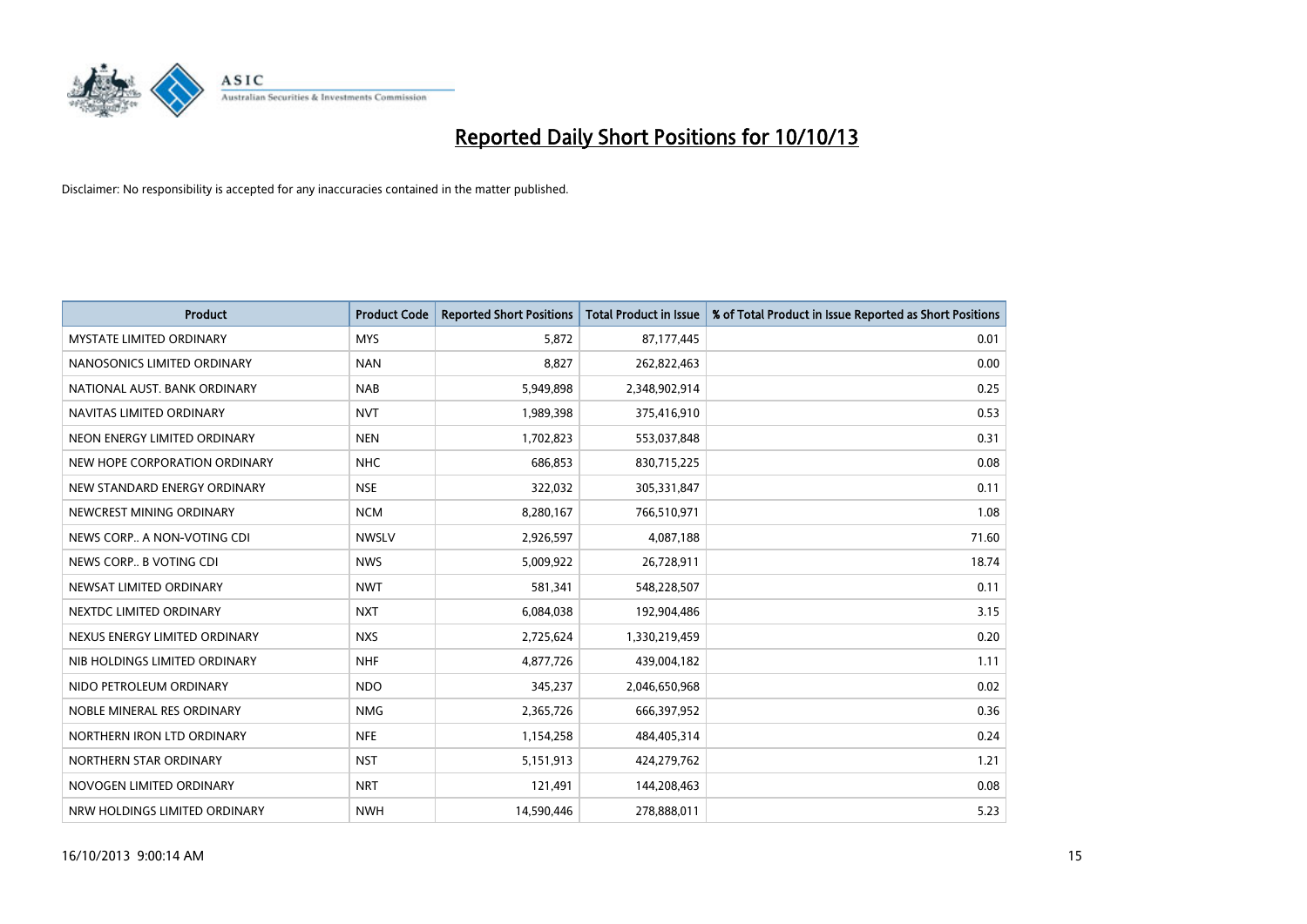# Reported Daily Short Positions for 10/10/13

Disclaimer: No responsibility is accepted for any inaccuracies contained in the matter published.

| Product | Product Code | Reported Short Positions | Total Product in Issue | % of Total Product in Issue Reported as Short Positions |
|---|---|---|---|---|
| MYSTATE LIMITED ORDINARY | MYS | 5,872 | 87,177,445 | 0.01 |
| NANOSONICS LIMITED ORDINARY | NAN | 8,827 | 262,822,463 | 0.00 |
| NATIONAL AUST. BANK ORDINARY | NAB | 5,949,898 | 2,348,902,914 | 0.25 |
| NAVITAS LIMITED ORDINARY | NVT | 1,989,398 | 375,416,910 | 0.53 |
| NEON ENERGY LIMITED ORDINARY | NEN | 1,702,823 | 553,037,848 | 0.31 |
| NEW HOPE CORPORATION ORDINARY | NHC | 686,853 | 830,715,225 | 0.08 |
| NEW STANDARD ENERGY ORDINARY | NSE | 322,032 | 305,331,847 | 0.11 |
| NEWCREST MINING ORDINARY | NCM | 8,280,167 | 766,510,971 | 1.08 |
| NEWS CORP.. A NON-VOTING CDI | NWSLV | 2,926,597 | 4,087,188 | 71.60 |
| NEWS CORP.. B VOTING CDI | NWS | 5,009,922 | 26,728,911 | 18.74 |
| NEWSAT LIMITED ORDINARY | NWT | 581,341 | 548,228,507 | 0.11 |
| NEXTDC LIMITED ORDINARY | NXT | 6,084,038 | 192,904,486 | 3.15 |
| NEXUS ENERGY LIMITED ORDINARY | NXS | 2,725,624 | 1,330,219,459 | 0.20 |
| NIB HOLDINGS LIMITED ORDINARY | NHF | 4,877,726 | 439,004,182 | 1.11 |
| NIDO PETROLEUM ORDINARY | NDO | 345,237 | 2,046,650,968 | 0.02 |
| NOBLE MINERAL RES ORDINARY | NMG | 2,365,726 | 666,397,952 | 0.36 |
| NORTHERN IRON LTD ORDINARY | NFE | 1,154,258 | 484,405,314 | 0.24 |
| NORTHERN STAR ORDINARY | NST | 5,151,913 | 424,279,762 | 1.21 |
| NOVOGEN LIMITED ORDINARY | NRT | 121,491 | 144,208,463 | 0.08 |
| NRW HOLDINGS LIMITED ORDINARY | NWH | 14,590,446 | 278,888,011 | 5.23 |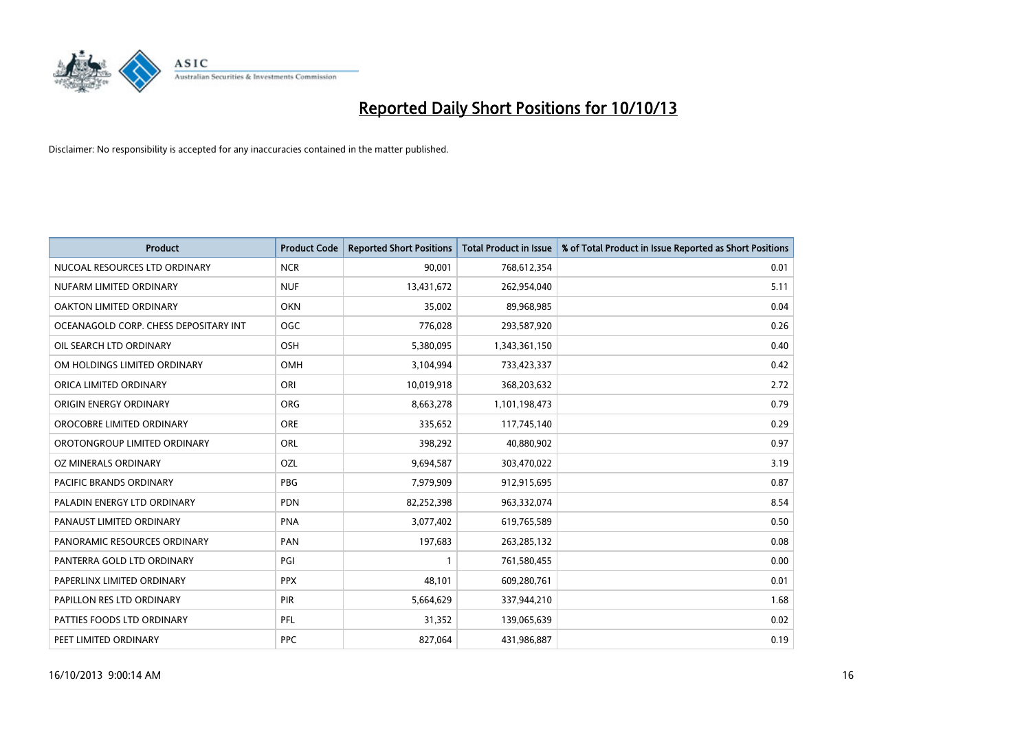# Reported Daily Short Positions for 10/10/13

Disclaimer: No responsibility is accepted for any inaccuracies contained in the matter published.

| Product | Product Code | Reported Short Positions | Total Product in Issue | % of Total Product in Issue Reported as Short Positions |
|---|---|---|---|---|
| NUCOAL RESOURCES LTD ORDINARY | NCR | 90,001 | 768,612,354 | 0.01 |
| NUFARM LIMITED ORDINARY | NUF | 13,431,672 | 262,954,040 | 5.11 |
| OAKTON LIMITED ORDINARY | OKN | 35,002 | 89,968,985 | 0.04 |
| OCEANAGOLD CORP. CHESS DEPOSITARY INT | OGC | 776,028 | 293,587,920 | 0.26 |
| OIL SEARCH LTD ORDINARY | OSH | 5,380,095 | 1,343,361,150 | 0.40 |
| OM HOLDINGS LIMITED ORDINARY | OMH | 3,104,994 | 733,423,337 | 0.42 |
| ORICA LIMITED ORDINARY | ORI | 10,019,918 | 368,203,632 | 2.72 |
| ORIGIN ENERGY ORDINARY | ORG | 8,663,278 | 1,101,198,473 | 0.79 |
| OROCOBRE LIMITED ORDINARY | ORE | 335,652 | 117,745,140 | 0.29 |
| OROTONGROUP LIMITED ORDINARY | ORL | 398,292 | 40,880,902 | 0.97 |
| OZ MINERALS ORDINARY | OZL | 9,694,587 | 303,470,022 | 3.19 |
| PACIFIC BRANDS ORDINARY | PBG | 7,979,909 | 912,915,695 | 0.87 |
| PALADIN ENERGY LTD ORDINARY | PDN | 82,252,398 | 963,332,074 | 8.54 |
| PANAUST LIMITED ORDINARY | PNA | 3,077,402 | 619,765,589 | 0.50 |
| PANORAMIC RESOURCES ORDINARY | PAN | 197,683 | 263,285,132 | 0.08 |
| PANTERRA GOLD LTD ORDINARY | PGI | 1 | 761,580,455 | 0.00 |
| PAPERLINX LIMITED ORDINARY | PPX | 48,101 | 609,280,761 | 0.01 |
| PAPILLON RES LTD ORDINARY | PIR | 5,664,629 | 337,944,210 | 1.68 |
| PATTIES FOODS LTD ORDINARY | PFL | 31,352 | 139,065,639 | 0.02 |
| PEET LIMITED ORDINARY | PPC | 827,064 | 431,986,887 | 0.19 |

16/10/2013 9:00:14 AM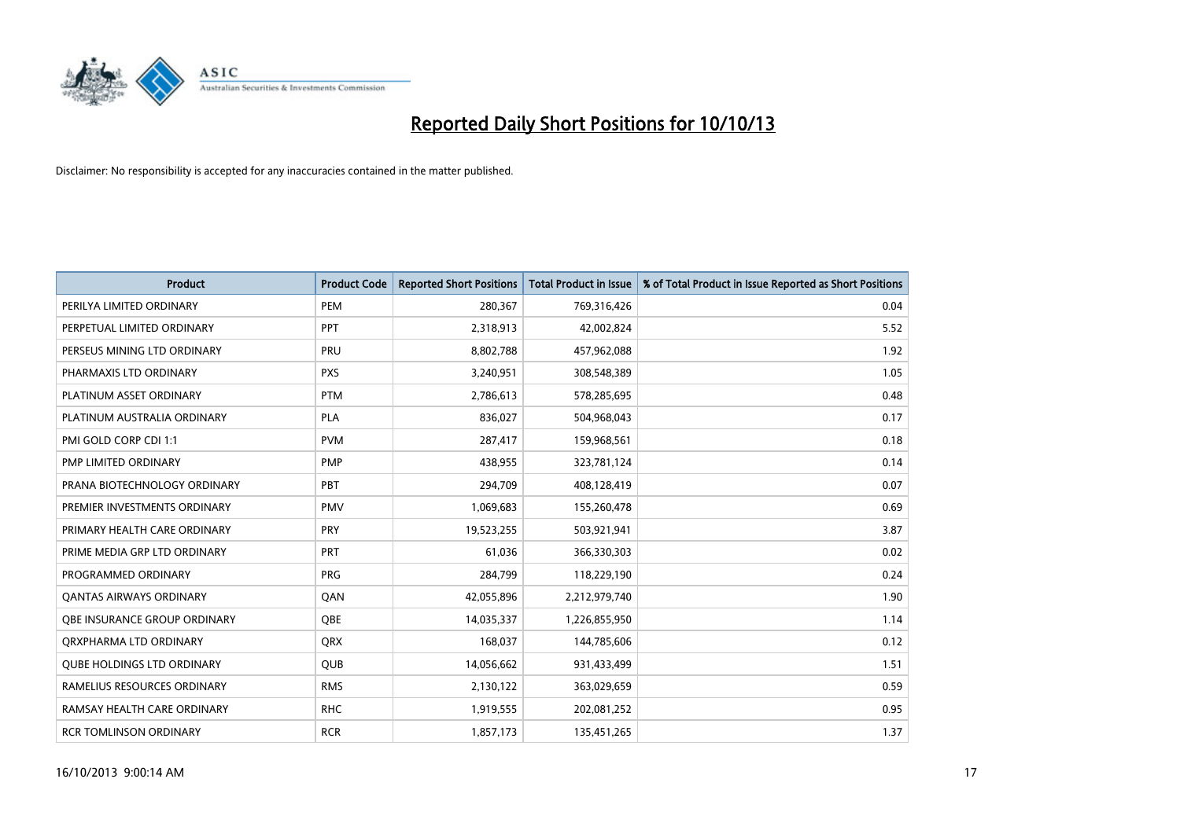# Reported Daily Short Positions for 10/10/13

Disclaimer: No responsibility is accepted for any inaccuracies contained in the matter published.

| Product | Product Code | Reported Short Positions | Total Product in Issue | % of Total Product in Issue Reported as Short Positions |
|---|---|---|---|---|
| PERILYA LIMITED ORDINARY | PEM | 280,367 | 769,316,426 | 0.04 |
| PERPETUAL LIMITED ORDINARY | PPT | 2,318,913 | 42,002,824 | 5.52 |
| PERSEUS MINING LTD ORDINARY | PRU | 8,802,788 | 457,962,088 | 1.92 |
| PHARMAXIS LTD ORDINARY | PXS | 3,240,951 | 308,548,389 | 1.05 |
| PLATINUM ASSET ORDINARY | PTM | 2,786,613 | 578,285,695 | 0.48 |
| PLATINUM AUSTRALIA ORDINARY | PLA | 836,027 | 504,968,043 | 0.17 |
| PMI GOLD CORP CDI 1:1 | PVM | 287,417 | 159,968,561 | 0.18 |
| PMP LIMITED ORDINARY | PMP | 438,955 | 323,781,124 | 0.14 |
| PRANA BIOTECHNOLOGY ORDINARY | PBT | 294,709 | 408,128,419 | 0.07 |
| PREMIER INVESTMENTS ORDINARY | PMV | 1,069,683 | 155,260,478 | 0.69 |
| PRIMARY HEALTH CARE ORDINARY | PRY | 19,523,255 | 503,921,941 | 3.87 |
| PRIME MEDIA GRP LTD ORDINARY | PRT | 61,036 | 366,330,303 | 0.02 |
| PROGRAMMED ORDINARY | PRG | 284,799 | 118,229,190 | 0.24 |
| QANTAS AIRWAYS ORDINARY | QAN | 42,055,896 | 2,212,979,740 | 1.90 |
| QBE INSURANCE GROUP ORDINARY | QBE | 14,035,337 | 1,226,855,950 | 1.14 |
| QRXPHARMA LTD ORDINARY | QRX | 168,037 | 144,785,606 | 0.12 |
| QUBE HOLDINGS LTD ORDINARY | QUB | 14,056,662 | 931,433,499 | 1.51 |
| RAMELIUS RESOURCES ORDINARY | RMS | 2,130,122 | 363,029,659 | 0.59 |
| RAMSAY HEALTH CARE ORDINARY | RHC | 1,919,555 | 202,081,252 | 0.95 |
| RCR TOMLINSON ORDINARY | RCR | 1,857,173 | 135,451,265 | 1.37 |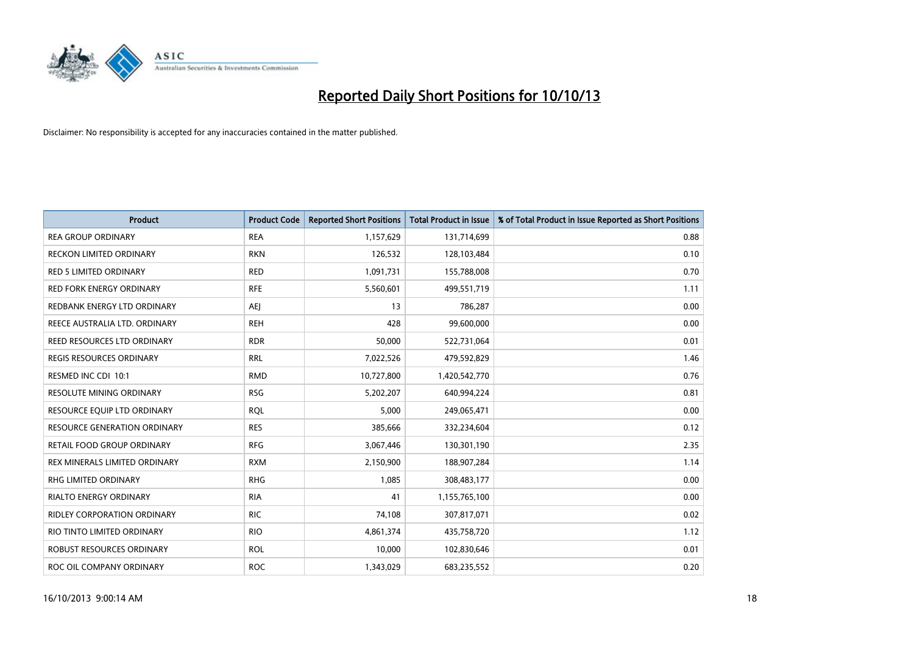# Reported Daily Short Positions for 10/10/13

Disclaimer: No responsibility is accepted for any inaccuracies contained in the matter published.

| Product | Product Code | Reported Short Positions | Total Product in Issue | % of Total Product in Issue Reported as Short Positions |
| --- | --- | --- | --- | --- |
| REA GROUP ORDINARY | REA | 1,157,629 | 131,714,699 | 0.88 |
| RECKON LIMITED ORDINARY | RKN | 126,532 | 128,103,484 | 0.10 |
| RED 5 LIMITED ORDINARY | RED | 1,091,731 | 155,788,008 | 0.70 |
| RED FORK ENERGY ORDINARY | RFE | 5,560,601 | 499,551,719 | 1.11 |
| REDBANK ENERGY LTD ORDINARY | AEJ | 13 | 786,287 | 0.00 |
| REECE AUSTRALIA LTD. ORDINARY | REH | 428 | 99,600,000 | 0.00 |
| REED RESOURCES LTD ORDINARY | RDR | 50,000 | 522,731,064 | 0.01 |
| REGIS RESOURCES ORDINARY | RRL | 7,022,526 | 479,592,829 | 1.46 |
| RESMED INC CDI 10:1 | RMD | 10,727,800 | 1,420,542,770 | 0.76 |
| RESOLUTE MINING ORDINARY | RSG | 5,202,207 | 640,994,224 | 0.81 |
| RESOURCE EQUIP LTD ORDINARY | RQL | 5,000 | 249,065,471 | 0.00 |
| RESOURCE GENERATION ORDINARY | RES | 385,666 | 332,234,604 | 0.12 |
| RETAIL FOOD GROUP ORDINARY | RFG | 3,067,446 | 130,301,190 | 2.35 |
| REX MINERALS LIMITED ORDINARY | RXM | 2,150,900 | 188,907,284 | 1.14 |
| RHG LIMITED ORDINARY | RHG | 1,085 | 308,483,177 | 0.00 |
| RIALTO ENERGY ORDINARY | RIA | 41 | 1,155,765,100 | 0.00 |
| RIDLEY CORPORATION ORDINARY | RIC | 74,108 | 307,817,071 | 0.02 |
| RIO TINTO LIMITED ORDINARY | RIO | 4,861,374 | 435,758,720 | 1.12 |
| ROBUST RESOURCES ORDINARY | ROL | 10,000 | 102,830,646 | 0.01 |
| ROC OIL COMPANY ORDINARY | ROC | 1,343,029 | 683,235,552 | 0.20 |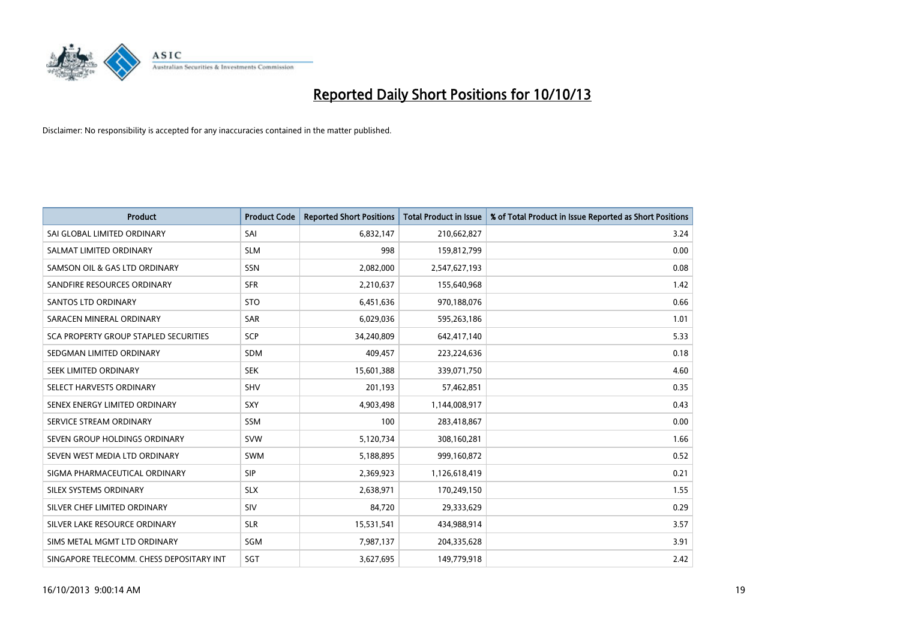# Reported Daily Short Positions for 10/10/13

Disclaimer: No responsibility is accepted for any inaccuracies contained in the matter published.

| Product | Product Code | Reported Short Positions | Total Product in Issue | % of Total Product in Issue Reported as Short Positions |
|---|---|---|---|---|
| SAI GLOBAL LIMITED ORDINARY | SAI | 6,832,147 | 210,662,827 | 3.24 |
| SALMAT LIMITED ORDINARY | SLM | 998 | 159,812,799 | 0.00 |
| SAMSON OIL & GAS LTD ORDINARY | SSN | 2,082,000 | 2,547,627,193 | 0.08 |
| SANDFIRE RESOURCES ORDINARY | SFR | 2,210,637 | 155,640,968 | 1.42 |
| SANTOS LTD ORDINARY | STO | 6,451,636 | 970,188,076 | 0.66 |
| SARACEN MINERAL ORDINARY | SAR | 6,029,036 | 595,263,186 | 1.01 |
| SCA PROPERTY GROUP STAPLED SECURITIES | SCP | 34,240,809 | 642,417,140 | 5.33 |
| SEDGMAN LIMITED ORDINARY | SDM | 409,457 | 223,224,636 | 0.18 |
| SEEK LIMITED ORDINARY | SEK | 15,601,388 | 339,071,750 | 4.60 |
| SELECT HARVESTS ORDINARY | SHV | 201,193 | 57,462,851 | 0.35 |
| SENEX ENERGY LIMITED ORDINARY | SXY | 4,903,498 | 1,144,008,917 | 0.43 |
| SERVICE STREAM ORDINARY | SSM | 100 | 283,418,867 | 0.00 |
| SEVEN GROUP HOLDINGS ORDINARY | SVW | 5,120,734 | 308,160,281 | 1.66 |
| SEVEN WEST MEDIA LTD ORDINARY | SWM | 5,188,895 | 999,160,872 | 0.52 |
| SIGMA PHARMACEUTICAL ORDINARY | SIP | 2,369,923 | 1,126,618,419 | 0.21 |
| SILEX SYSTEMS ORDINARY | SLX | 2,638,971 | 170,249,150 | 1.55 |
| SILVER CHEF LIMITED ORDINARY | SIV | 84,720 | 29,333,629 | 0.29 |
| SILVER LAKE RESOURCE ORDINARY | SLR | 15,531,541 | 434,988,914 | 3.57 |
| SIMS METAL MGMT LTD ORDINARY | SGM | 7,987,137 | 204,335,628 | 3.91 |
| SINGAPORE TELECOMM. CHESS DEPOSITARY INT | SGT | 3,627,695 | 149,779,918 | 2.42 |

16/10/2013 9:00:14 AM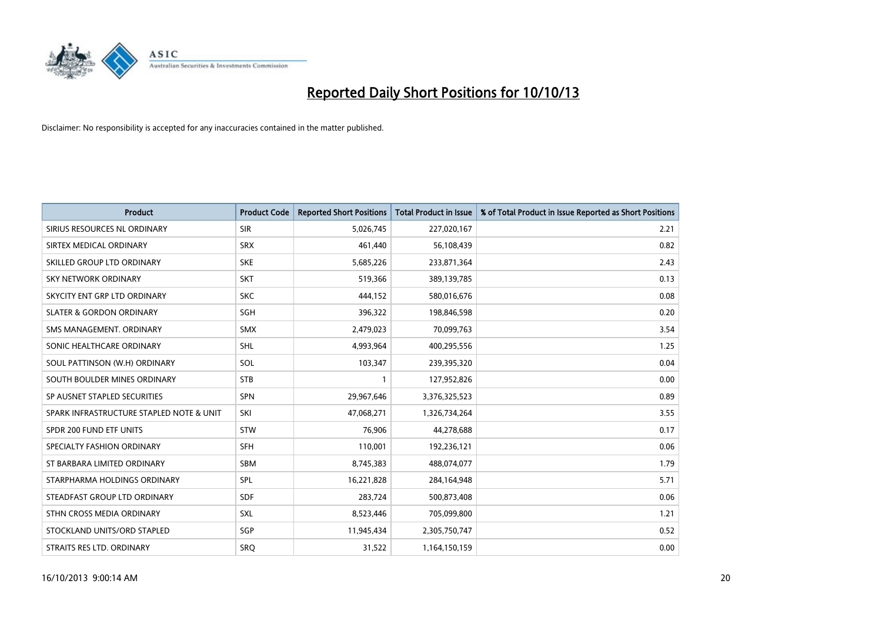# Reported Daily Short Positions for 10/10/13

Disclaimer: No responsibility is accepted for any inaccuracies contained in the matter published.

| Product | Product Code | Reported Short Positions | Total Product in Issue | % of Total Product in Issue Reported as Short Positions |
|---|---|---|---|---|
| SIRIUS RESOURCES NL ORDINARY | SIR | 5,026,745 | 227,020,167 | 2.21 |
| SIRTEX MEDICAL ORDINARY | SRX | 461,440 | 56,108,439 | 0.82 |
| SKILLED GROUP LTD ORDINARY | SKE | 5,685,226 | 233,871,364 | 2.43 |
| SKY NETWORK ORDINARY | SKT | 519,366 | 389,139,785 | 0.13 |
| SKYCITY ENT GRP LTD ORDINARY | SKC | 444,152 | 580,016,676 | 0.08 |
| SLATER & GORDON ORDINARY | SGH | 396,322 | 198,846,598 | 0.20 |
| SMS MANAGEMENT. ORDINARY | SMX | 2,479,023 | 70,099,763 | 3.54 |
| SONIC HEALTHCARE ORDINARY | SHL | 4,993,964 | 400,295,556 | 1.25 |
| SOUL PATTINSON (W.H) ORDINARY | SOL | 103,347 | 239,395,320 | 0.04 |
| SOUTH BOULDER MINES ORDINARY | STB | 1 | 127,952,826 | 0.00 |
| SP AUSNET STAPLED SECURITIES | SPN | 29,967,646 | 3,376,325,523 | 0.89 |
| SPARK INFRASTRUCTURE STAPLED NOTE & UNIT | SKI | 47,068,271 | 1,326,734,264 | 3.55 |
| SPDR 200 FUND ETF UNITS | STW | 76,906 | 44,278,688 | 0.17 |
| SPECIALTY FASHION ORDINARY | SFH | 110,001 | 192,236,121 | 0.06 |
| ST BARBARA LIMITED ORDINARY | SBM | 8,745,383 | 488,074,077 | 1.79 |
| STARPHARMA HOLDINGS ORDINARY | SPL | 16,221,828 | 284,164,948 | 5.71 |
| STEADFAST GROUP LTD ORDINARY | SDF | 283,724 | 500,873,408 | 0.06 |
| STHN CROSS MEDIA ORDINARY | SXL | 8,523,446 | 705,099,800 | 1.21 |
| STOCKLAND UNITS/ORD STAPLED | SGP | 11,945,434 | 2,305,750,747 | 0.52 |
| STRAITS RES LTD. ORDINARY | SRQ | 31,522 | 1,164,150,159 | 0.00 |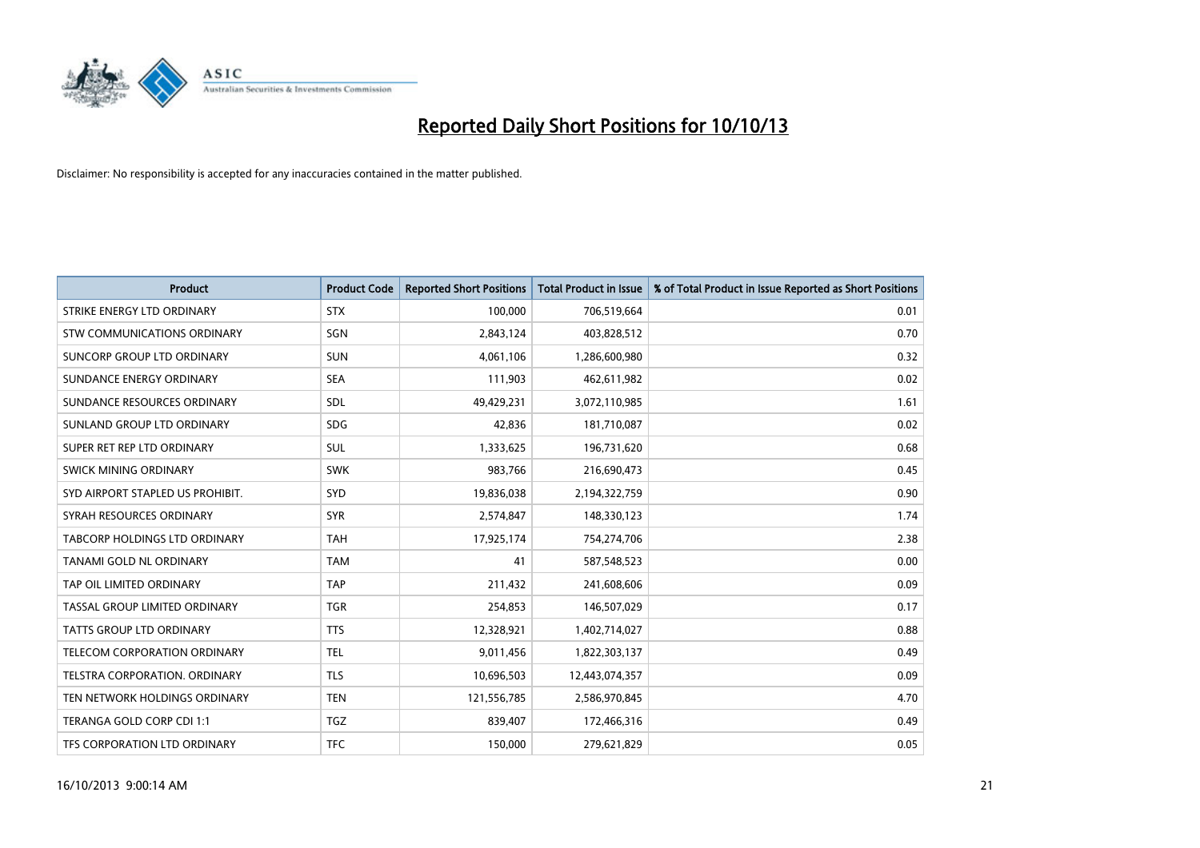# Reported Daily Short Positions for 10/10/13

Disclaimer: No responsibility is accepted for any inaccuracies contained in the matter published.

| Product | Product Code | Reported Short Positions | Total Product in Issue | % of Total Product in Issue Reported as Short Positions |
| --- | --- | --- | --- | --- |
| STRIKE ENERGY LTD ORDINARY | STX | 100,000 | 706,519,664 | 0.01 |
| STW COMMUNICATIONS ORDINARY | SGN | 2,843,124 | 403,828,512 | 0.70 |
| SUNCORP GROUP LTD ORDINARY | SUN | 4,061,106 | 1,286,600,980 | 0.32 |
| SUNDANCE ENERGY ORDINARY | SEA | 111,903 | 462,611,982 | 0.02 |
| SUNDANCE RESOURCES ORDINARY | SDL | 49,429,231 | 3,072,110,985 | 1.61 |
| SUNLAND GROUP LTD ORDINARY | SDG | 42,836 | 181,710,087 | 0.02 |
| SUPER RET REP LTD ORDINARY | SUL | 1,333,625 | 196,731,620 | 0.68 |
| SWICK MINING ORDINARY | SWK | 983,766 | 216,690,473 | 0.45 |
| SYD AIRPORT STAPLED US PROHIBIT. | SYD | 19,836,038 | 2,194,322,759 | 0.90 |
| SYRAH RESOURCES ORDINARY | SYR | 2,574,847 | 148,330,123 | 1.74 |
| TABCORP HOLDINGS LTD ORDINARY | TAH | 17,925,174 | 754,274,706 | 2.38 |
| TANAMI GOLD NL ORDINARY | TAM | 41 | 587,548,523 | 0.00 |
| TAP OIL LIMITED ORDINARY | TAP | 211,432 | 241,608,606 | 0.09 |
| TASSAL GROUP LIMITED ORDINARY | TGR | 254,853 | 146,507,029 | 0.17 |
| TATTS GROUP LTD ORDINARY | TTS | 12,328,921 | 1,402,714,027 | 0.88 |
| TELECOM CORPORATION ORDINARY | TEL | 9,011,456 | 1,822,303,137 | 0.49 |
| TELSTRA CORPORATION. ORDINARY | TLS | 10,696,503 | 12,443,074,357 | 0.09 |
| TEN NETWORK HOLDINGS ORDINARY | TEN | 121,556,785 | 2,586,970,845 | 4.70 |
| TERANGA GOLD CORP CDI 1:1 | TGZ | 839,407 | 172,466,316 | 0.49 |
| TFS CORPORATION LTD ORDINARY | TFC | 150,000 | 279,621,829 | 0.05 |

16/10/2013 9:00:14 AM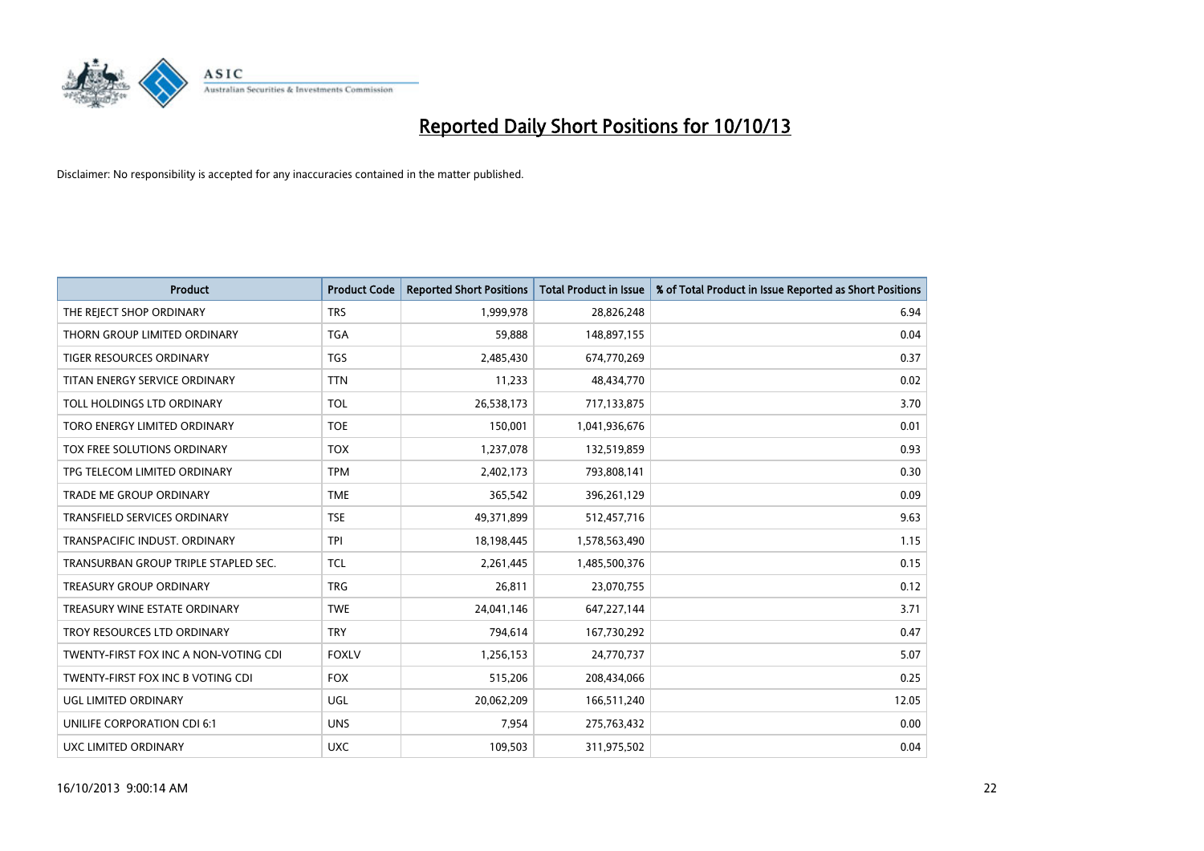# Reported Daily Short Positions for 10/10/13

Disclaimer: No responsibility is accepted for any inaccuracies contained in the matter published.

| Product | Product Code | Reported Short Positions | Total Product in Issue | % of Total Product in Issue Reported as Short Positions |
|---|---|---|---|---|
| THE REJECT SHOP ORDINARY | TRS | 1,999,978 | 28,826,248 | 6.94 |
| THORN GROUP LIMITED ORDINARY | TGA | 59,888 | 148,897,155 | 0.04 |
| TIGER RESOURCES ORDINARY | TGS | 2,485,430 | 674,770,269 | 0.37 |
| TITAN ENERGY SERVICE ORDINARY | TTN | 11,233 | 48,434,770 | 0.02 |
| TOLL HOLDINGS LTD ORDINARY | TOL | 26,538,173 | 717,133,875 | 3.70 |
| TORO ENERGY LIMITED ORDINARY | TOE | 150,001 | 1,041,936,676 | 0.01 |
| TOX FREE SOLUTIONS ORDINARY | TOX | 1,237,078 | 132,519,859 | 0.93 |
| TPG TELECOM LIMITED ORDINARY | TPM | 2,402,173 | 793,808,141 | 0.30 |
| TRADE ME GROUP ORDINARY | TME | 365,542 | 396,261,129 | 0.09 |
| TRANSFIELD SERVICES ORDINARY | TSE | 49,371,899 | 512,457,716 | 9.63 |
| TRANSPACIFIC INDUST. ORDINARY | TPI | 18,198,445 | 1,578,563,490 | 1.15 |
| TRANSURBAN GROUP TRIPLE STAPLED SEC. | TCL | 2,261,445 | 1,485,500,376 | 0.15 |
| TREASURY GROUP ORDINARY | TRG | 26,811 | 23,070,755 | 0.12 |
| TREASURY WINE ESTATE ORDINARY | TWE | 24,041,146 | 647,227,144 | 3.71 |
| TROY RESOURCES LTD ORDINARY | TRY | 794,614 | 167,730,292 | 0.47 |
| TWENTY-FIRST FOX INC A NON-VOTING CDI | FOXLV | 1,256,153 | 24,770,737 | 5.07 |
| TWENTY-FIRST FOX INC B VOTING CDI | FOX | 515,206 | 208,434,066 | 0.25 |
| UGL LIMITED ORDINARY | UGL | 20,062,209 | 166,511,240 | 12.05 |
| UNILIFE CORPORATION CDI 6:1 | UNS | 7,954 | 275,763,432 | 0.00 |
| UXC LIMITED ORDINARY | UXC | 109,503 | 311,975,502 | 0.04 |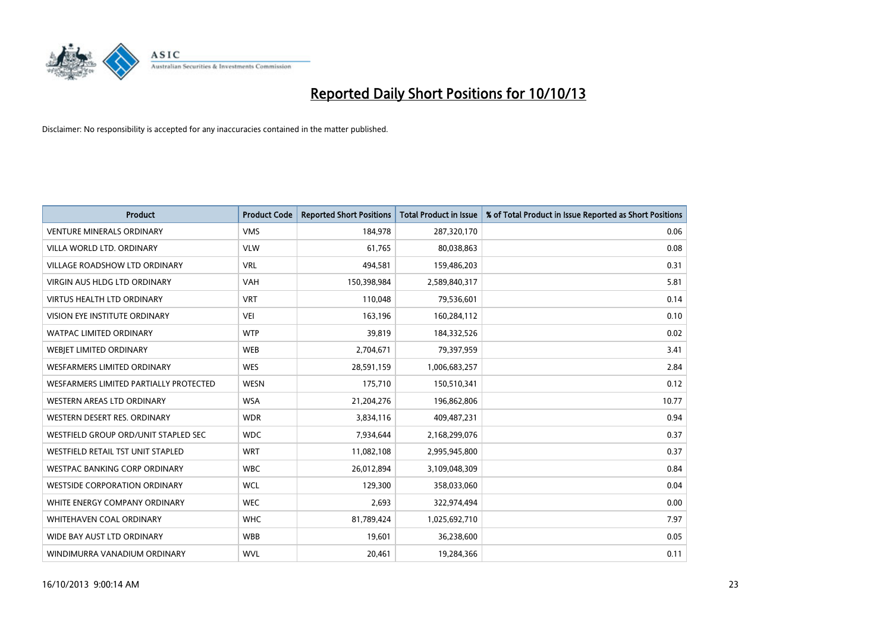# Reported Daily Short Positions for 10/10/13

Disclaimer: No responsibility is accepted for any inaccuracies contained in the matter published.

| Product | Product Code | Reported Short Positions | Total Product in Issue | % of Total Product in Issue Reported as Short Positions |
|---|---|---|---|---|
| VENTURE MINERALS ORDINARY | VMS | 184,978 | 287,320,170 | 0.06 |
| VILLA WORLD LTD. ORDINARY | VLW | 61,765 | 80,038,863 | 0.08 |
| VILLAGE ROADSHOW LTD ORDINARY | VRL | 494,581 | 159,486,203 | 0.31 |
| VIRGIN AUS HLDG LTD ORDINARY | VAH | 150,398,984 | 2,589,840,317 | 5.81 |
| VIRTUS HEALTH LTD ORDINARY | VRT | 110,048 | 79,536,601 | 0.14 |
| VISION EYE INSTITUTE ORDINARY | VEI | 163,196 | 160,284,112 | 0.10 |
| WATPAC LIMITED ORDINARY | WTP | 39,819 | 184,332,526 | 0.02 |
| WEBJET LIMITED ORDINARY | WEB | 2,704,671 | 79,397,959 | 3.41 |
| WESFARMERS LIMITED ORDINARY | WES | 28,591,159 | 1,006,683,257 | 2.84 |
| WESFARMERS LIMITED PARTIALLY PROTECTED | WESN | 175,710 | 150,510,341 | 0.12 |
| WESTERN AREAS LTD ORDINARY | WSA | 21,204,276 | 196,862,806 | 10.77 |
| WESTERN DESERT RES. ORDINARY | WDR | 3,834,116 | 409,487,231 | 0.94 |
| WESTFIELD GROUP ORD/UNIT STAPLED SEC | WDC | 7,934,644 | 2,168,299,076 | 0.37 |
| WESTFIELD RETAIL TST UNIT STAPLED | WRT | 11,082,108 | 2,995,945,800 | 0.37 |
| WESTPAC BANKING CORP ORDINARY | WBC | 26,012,894 | 3,109,048,309 | 0.84 |
| WESTSIDE CORPORATION ORDINARY | WCL | 129,300 | 358,033,060 | 0.04 |
| WHITE ENERGY COMPANY ORDINARY | WEC | 2,693 | 322,974,494 | 0.00 |
| WHITEHAVEN COAL ORDINARY | WHC | 81,789,424 | 1,025,692,710 | 7.97 |
| WIDE BAY AUST LTD ORDINARY | WBB | 19,601 | 36,238,600 | 0.05 |
| WINDIMURRA VANADIUM ORDINARY | WVL | 20,461 | 19,284,366 | 0.11 |

16/10/2013 9:00:14 AM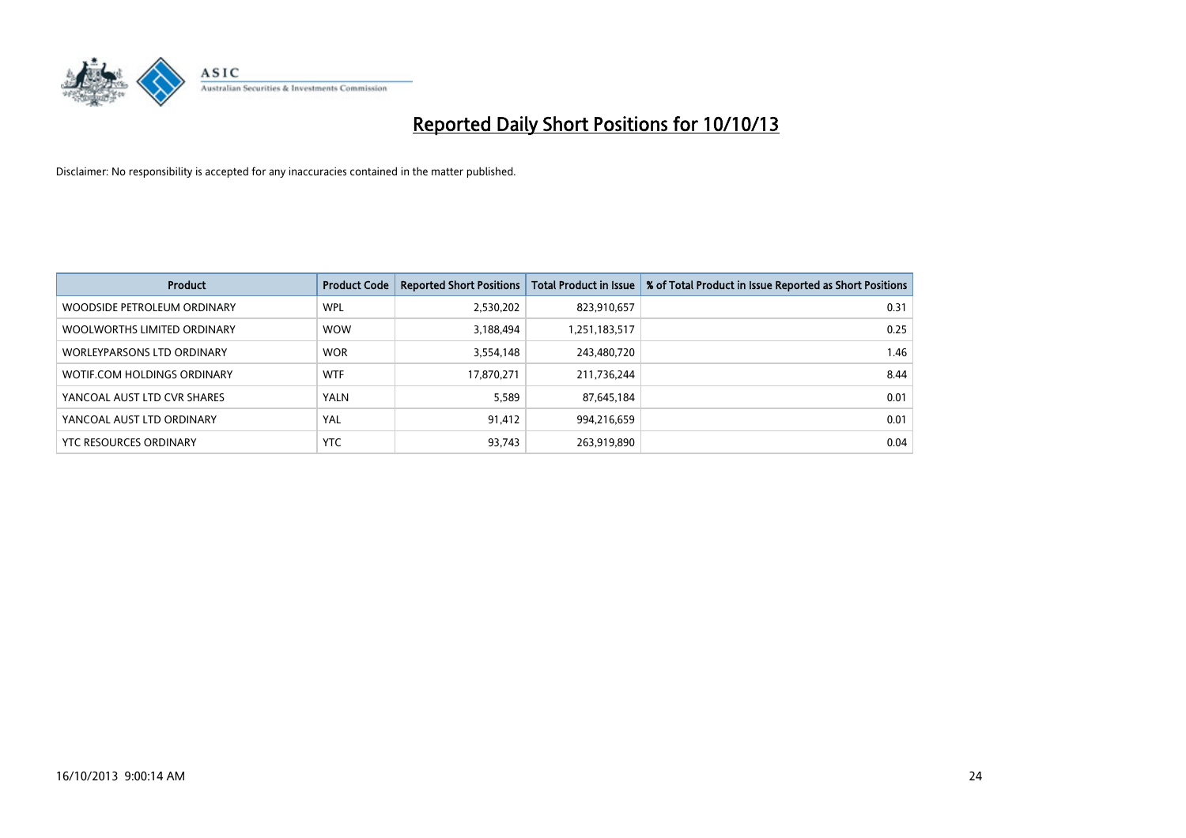# Reported Daily Short Positions for 10/10/13

Disclaimer: No responsibility is accepted for any inaccuracies contained in the matter published.

| Product | Product Code | Reported Short Positions | Total Product in Issue | % of Total Product in Issue Reported as Short Positions |
|---|---|---|---|---|
| WOODSIDE PETROLEUM ORDINARY | WPL | 2,530,202 | 823,910,657 | 0.31 |
| WOOLWORTHS LIMITED ORDINARY | WOW | 3,188,494 | 1,251,183,517 | 0.25 |
| WORLEYPARSONS LTD ORDINARY | WOR | 3,554,148 | 243,480,720 | 1.46 |
| WOTIF.COM HOLDINGS ORDINARY | WTF | 17,870,271 | 211,736,244 | 8.44 |
| YANCOAL AUST LTD CVR SHARES | YALN | 5,589 | 87,645,184 | 0.01 |
| YANCOAL AUST LTD ORDINARY | YAL | 91,412 | 994,216,659 | 0.01 |
| YTC RESOURCES ORDINARY | YTC | 93,743 | 263,919,890 | 0.04 |

16/10/2013 9:00:14 AM